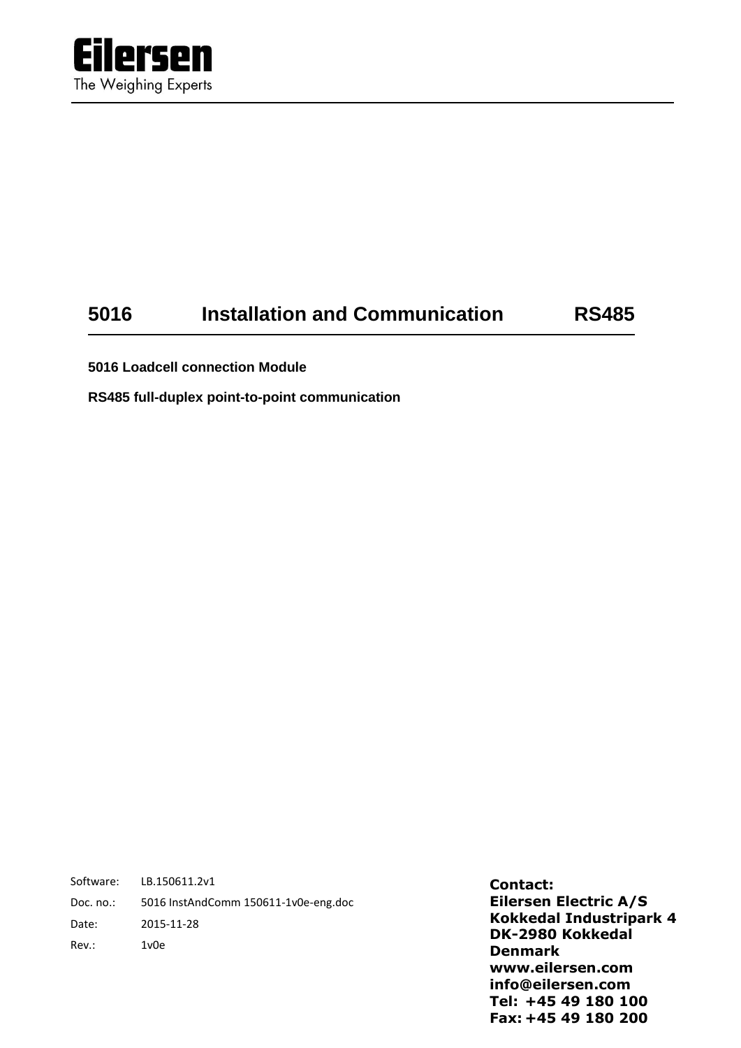**Eilersen**

The Weighing Experts

# 5016 Installation and Communication RS485

**5016 Loadcell connection Module**

**RS485 full-duplex point-to-point communication**

| | |
|---|---|
| Software: | LB.150611.2v1 |
| Doc. no.: | 5016 InstAndComm 150611-1v0e-eng.doc |
| Date: | 2015-11-28 |
| Rev.: | 1v0e |

**Contact:**
**Eilersen Electric A/S**
**Kokkedal Industripark 4**
**DK-2980 Kokkedal**
**Denmark**
**www.eilersen.com**
**info@eilersen.com**
**Tel: +45 49 180 100**
**Fax: +45 49 180 200**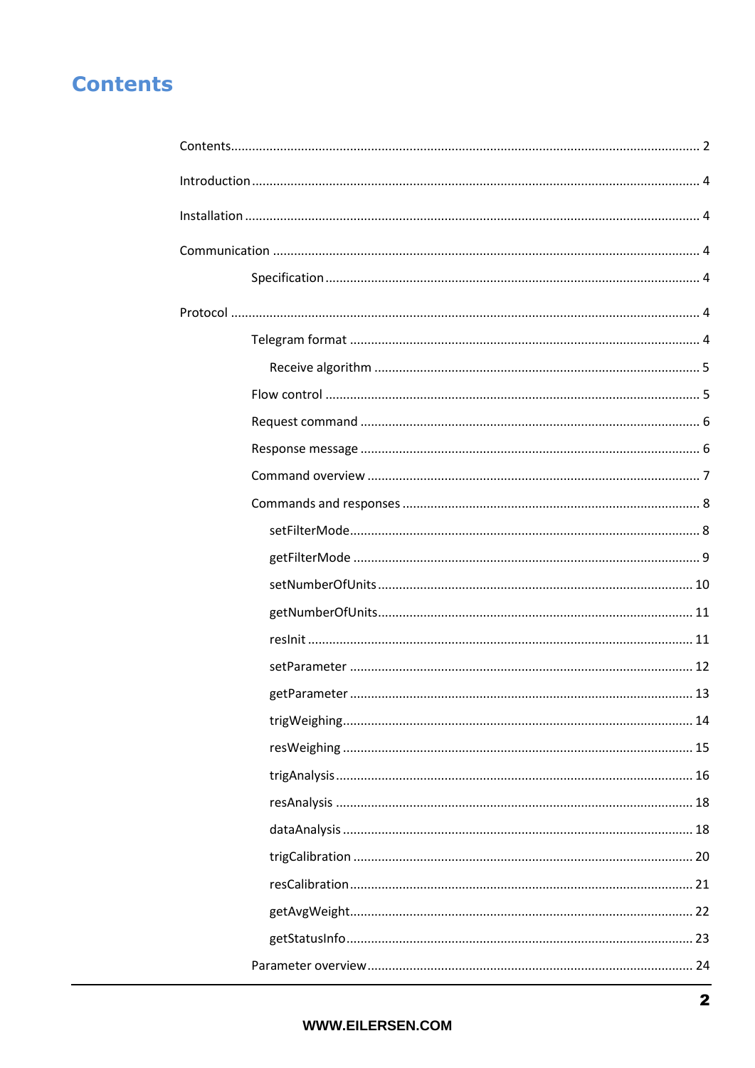# Contents

Contents ........................................................................................................................ 2

Introduction .................................................................................................................. 4

Installation .................................................................................................................... 4

Communication ............................................................................................................ 4

- Specification ........................................................................................................... 4

Protocol ........................................................................................................................ 4

- Telegram format .................................................................................................... 4
  - Receive algorithm ............................................................................................. 5
- Flow control ........................................................................................................... 5
- Request command ................................................................................................. 6
- Response message ................................................................................................. 6
- Command overview ............................................................................................... 7
- Commands and responses ..................................................................................... 8
  - setFilterMode .................................................................................................... 8
  - getFilterMode .................................................................................................... 9
  - setNumberOfUnits .......................................................................................... 10
  - getNumberOfUnits .......................................................................................... 11
  - resInit .............................................................................................................. 11
  - setParameter .................................................................................................. 12
  - getParameter .................................................................................................. 13
  - trigWeighing .................................................................................................... 14
  - resWeighing .................................................................................................... 15
  - trigAnalysis ..................................................................................................... 16
  - resAnalysis ..................................................................................................... 18
  - dataAnalysis ................................................................................................... 18
  - trigCalibration ................................................................................................. 20
  - resCalibration ................................................................................................. 21
  - getAvgWeight .................................................................................................. 22
  - getStatusInfo .................................................................................................. 23
- Parameter overview ............................................................................................. 24

WWW.EILERSEN.COM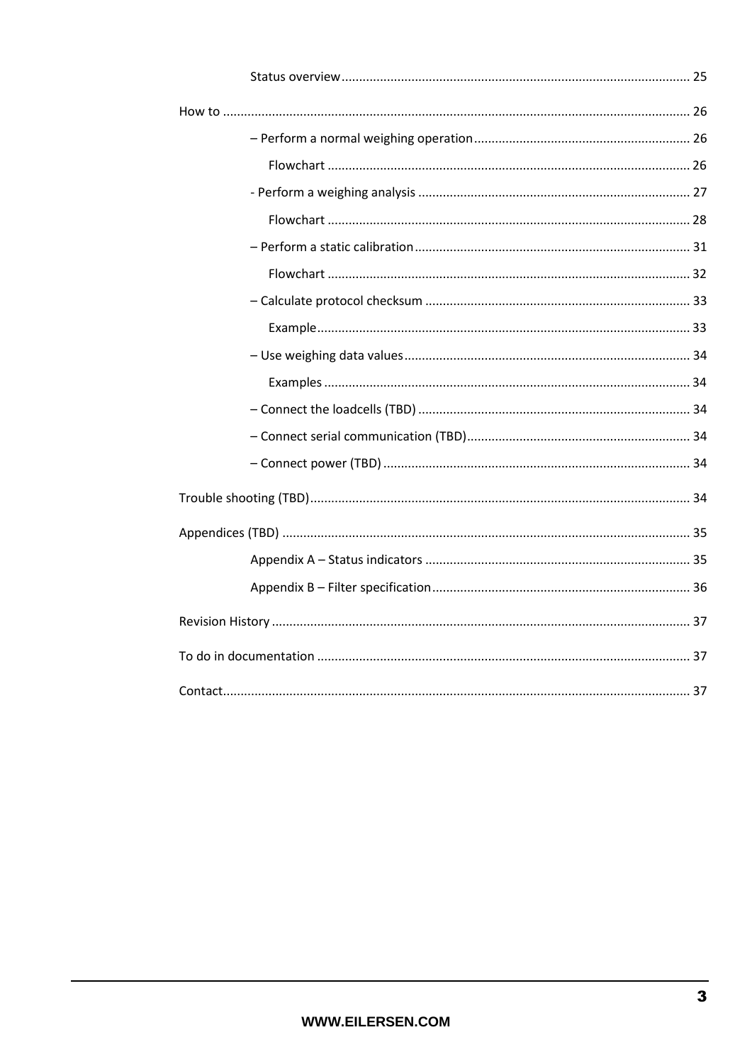Status overview ........................................................................................................ 25

How to ......................................................................................................................... 26

– Perform a normal weighing operation ............................................................ 26

Flowchart ........................................................................................................ 26

- Perform a weighing analysis ............................................................................ 27

Flowchart ........................................................................................................ 28

– Perform a static calibration .............................................................................. 31

Flowchart ........................................................................................................ 32

– Calculate protocol checksum ........................................................................... 33

Example .......................................................................................................... 33

– Use weighing data values ................................................................................. 34

Examples ........................................................................................................ 34

– Connect the loadcells (TBD) ............................................................................ 34

– Connect serial communication (TBD) ............................................................... 34

– Connect power (TBD) ....................................................................................... 34

Trouble shooting (TBD) ............................................................................................. 34

Appendices (TBD) ..................................................................................................... 35

Appendix A – Status indicators ........................................................................... 35

Appendix B – Filter specification ......................................................................... 36

Revision History ........................................................................................................ 37

To do in documentation ............................................................................................ 37

Contact ...................................................................................................................... 37

WWW.EILERSEN.COM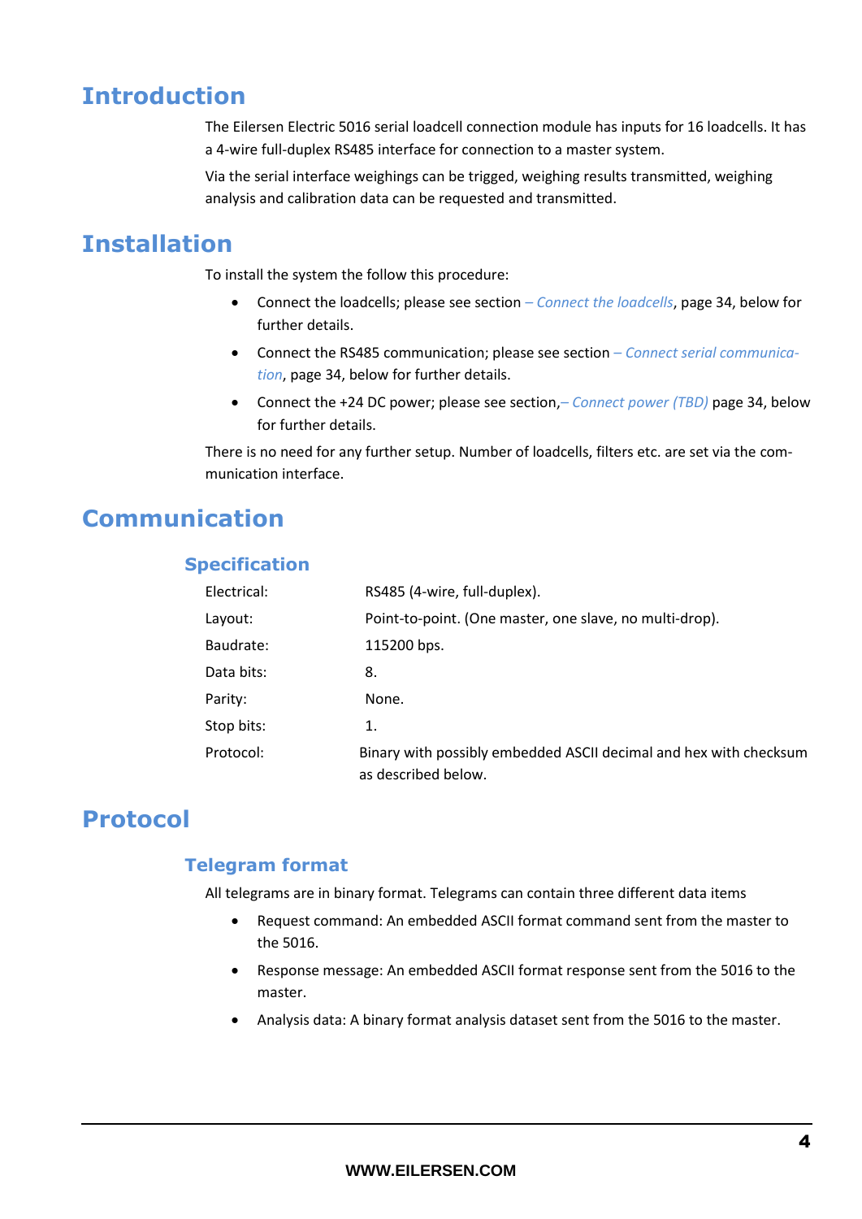# Introduction

The Eilersen Electric 5016 serial loadcell connection module has inputs for 16 loadcells. It has a 4-wire full-duplex RS485 interface for connection to a master system.

Via the serial interface weighings can be trigged, weighing results transmitted, weighing analysis and calibration data can be requested and transmitted.

# Installation

To install the system the follow this procedure:

- Connect the loadcells; please see section *– Connect the loadcells*, page 34, below for further details.
- Connect the RS485 communication; please see section *– Connect serial communication*, page 34, below for further details.
- Connect the +24 DC power; please see section,*– Connect power (TBD)* page 34, below for further details.

There is no need for any further setup. Number of loadcells, filters etc. are set via the communication interface.

# Communication

## Specification

| | |
|---|---|
| Electrical: | RS485 (4-wire, full-duplex). |
| Layout: | Point-to-point. (One master, one slave, no multi-drop). |
| Baudrate: | 115200 bps. |
| Data bits: | 8. |
| Parity: | None. |
| Stop bits: | 1. |
| Protocol: | Binary with possibly embedded ASCII decimal and hex with checksum as described below. |

# Protocol

## Telegram format

All telegrams are in binary format. Telegrams can contain three different data items

- Request command: An embedded ASCII format command sent from the master to the 5016.
- Response message: An embedded ASCII format response sent from the 5016 to the master.
- Analysis data: A binary format analysis dataset sent from the 5016 to the master.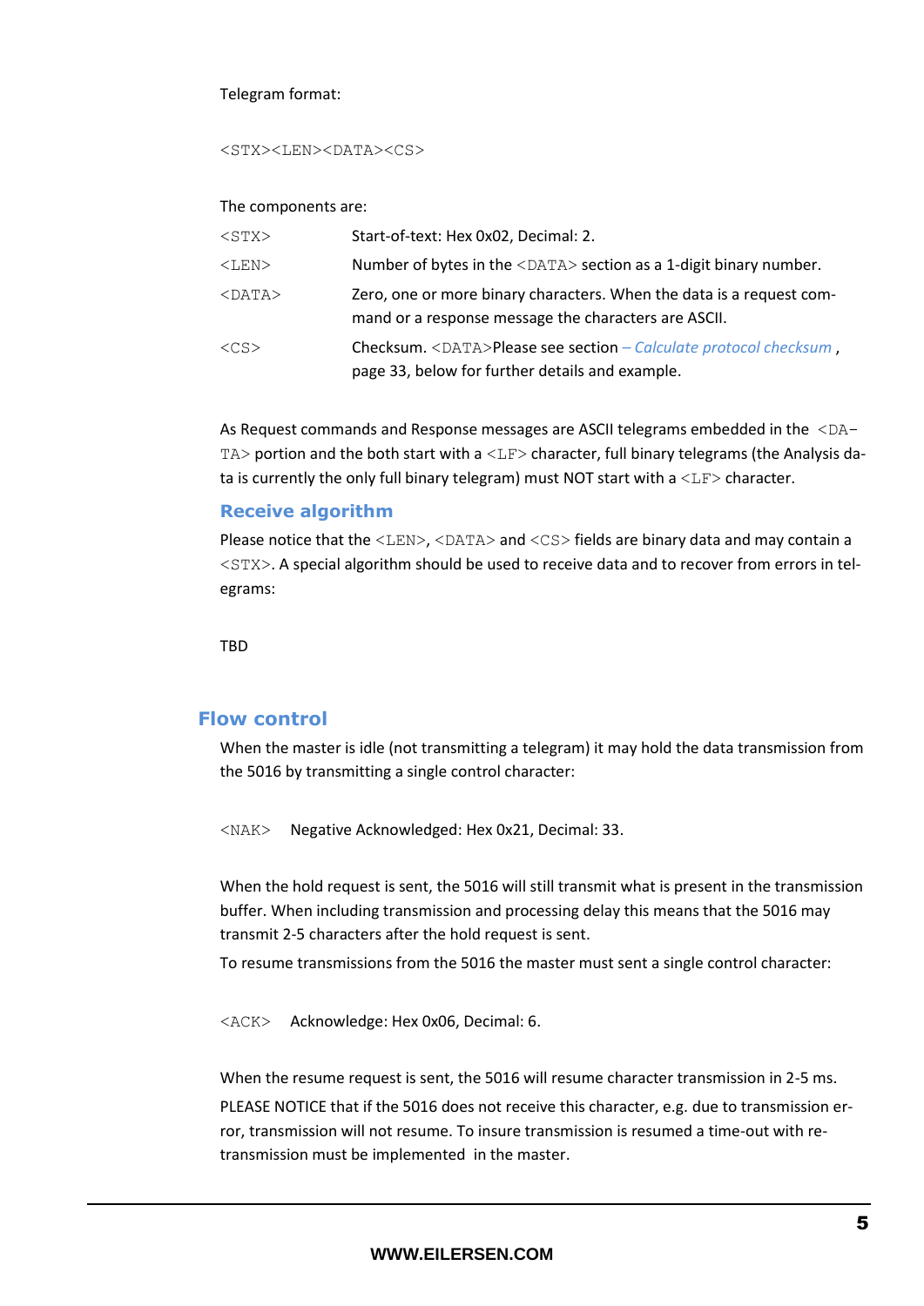Telegram format:

```
<STX><LEN><DATA><CS>
```

The components are:

| | |
|---|---|
| `<STX>` | Start-of-text: Hex 0x02, Decimal: 2. |
| `<LEN>` | Number of bytes in the `<DATA>` section as a 1-digit binary number. |
| `<DATA>` | Zero, one or more binary characters. When the data is a request command or a response message the characters are ASCII. |
| `<CS>` | Checksum. `<DATA>`Please see section *– Calculate protocol checksum* , page 33, below for further details and example. |

As Request commands and Response messages are ASCII telegrams embedded in the `<DATA>` portion and the both start with a `<LF>` character, full binary telegrams (the Analysis data is currently the only full binary telegram) must NOT start with a `<LF>` character.

### Receive algorithm

Please notice that the `<LEN>`, `<DATA>` and `<CS>` fields are binary data and may contain a `<STX>`. A special algorithm should be used to receive data and to recover from errors in telegrams:

TBD

## Flow control

When the master is idle (not transmitting a telegram) it may hold the data transmission from the 5016 by transmitting a single control character:

`<NAK>` Negative Acknowledged: Hex 0x21, Decimal: 33.

When the hold request is sent, the 5016 will still transmit what is present in the transmission buffer. When including transmission and processing delay this means that the 5016 may transmit 2-5 characters after the hold request is sent.

To resume transmissions from the 5016 the master must sent a single control character:

`<ACK>` Acknowledge: Hex 0x06, Decimal: 6.

When the resume request is sent, the 5016 will resume character transmission in 2-5 ms.

PLEASE NOTICE that if the 5016 does not receive this character, e.g. due to transmission error, transmission will not resume. To insure transmission is resumed a time-out with retransmission must be implemented in the master.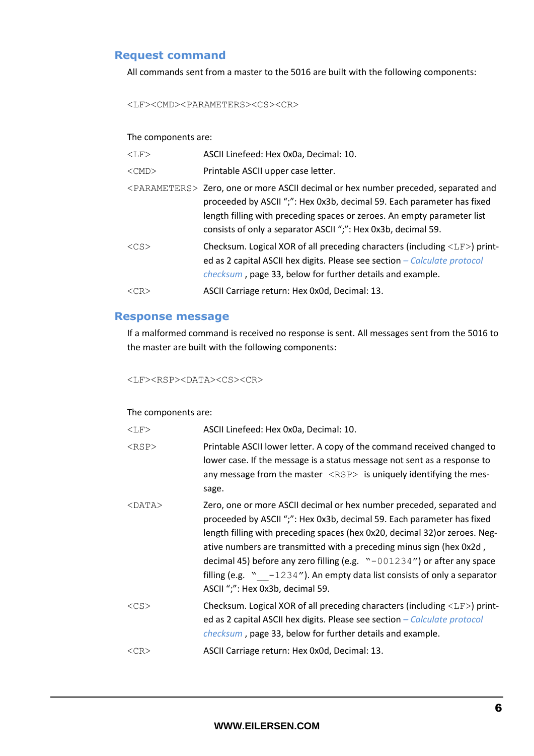## Request command

All commands sent from a master to the 5016 are built with the following components:

```
<LF><CMD><PARAMETERS><CS><CR>
```

The components are:

| | |
|---|---|
| `<LF>` | ASCII Linefeed: Hex 0x0a, Decimal: 10. |
| `<CMD>` | Printable ASCII upper case letter. |
| `<PARAMETERS>` | Zero, one or more ASCII decimal or hex number preceded, separated and proceeded by ASCII ";": Hex 0x3b, decimal 59. Each parameter has fixed length filling with preceding spaces or zeroes. An empty parameter list consists of only a separator ASCII ";": Hex 0x3b, decimal 59. |
| `<CS>` | Checksum. Logical XOR of all preceding characters (including `<LF>`) printed as 2 capital ASCII hex digits. Please see section *– Calculate protocol checksum* , page 33, below for further details and example. |
| `<CR>` | ASCII Carriage return: Hex 0x0d, Decimal: 13. |

## Response message

If a malformed command is received no response is sent. All messages sent from the 5016 to the master are built with the following components:

```
<LF><RSP><DATA><CS><CR>
```

The components are:

| | |
|---|---|
| `<LF>` | ASCII Linefeed: Hex 0x0a, Decimal: 10. |
| `<RSP>` | Printable ASCII lower letter. A copy of the command received changed to lower case. If the message is a status message not sent as a response to any message from the master `<RSP>` is uniquely identifying the message. |
| `<DATA>` | Zero, one or more ASCII decimal or hex number preceded, separated and proceeded by ASCII ";": Hex 0x3b, decimal 59. Each parameter has fixed length filling with preceding spaces (hex 0x20, decimal 32)or zeroes. Negative numbers are transmitted with a preceding minus sign (hex 0x2d , decimal 45) before any zero filling (e.g. "`-001234`") or after any space filling (e.g. "`__-1234`"). An empty data list consists of only a separator ASCII ";": Hex 0x3b, decimal 59. |
| `<CS>` | Checksum. Logical XOR of all preceding characters (including `<LF>`) printed as 2 capital ASCII hex digits. Please see section *– Calculate protocol checksum* , page 33, below for further details and example. |
| `<CR>` | ASCII Carriage return: Hex 0x0d, Decimal: 13. |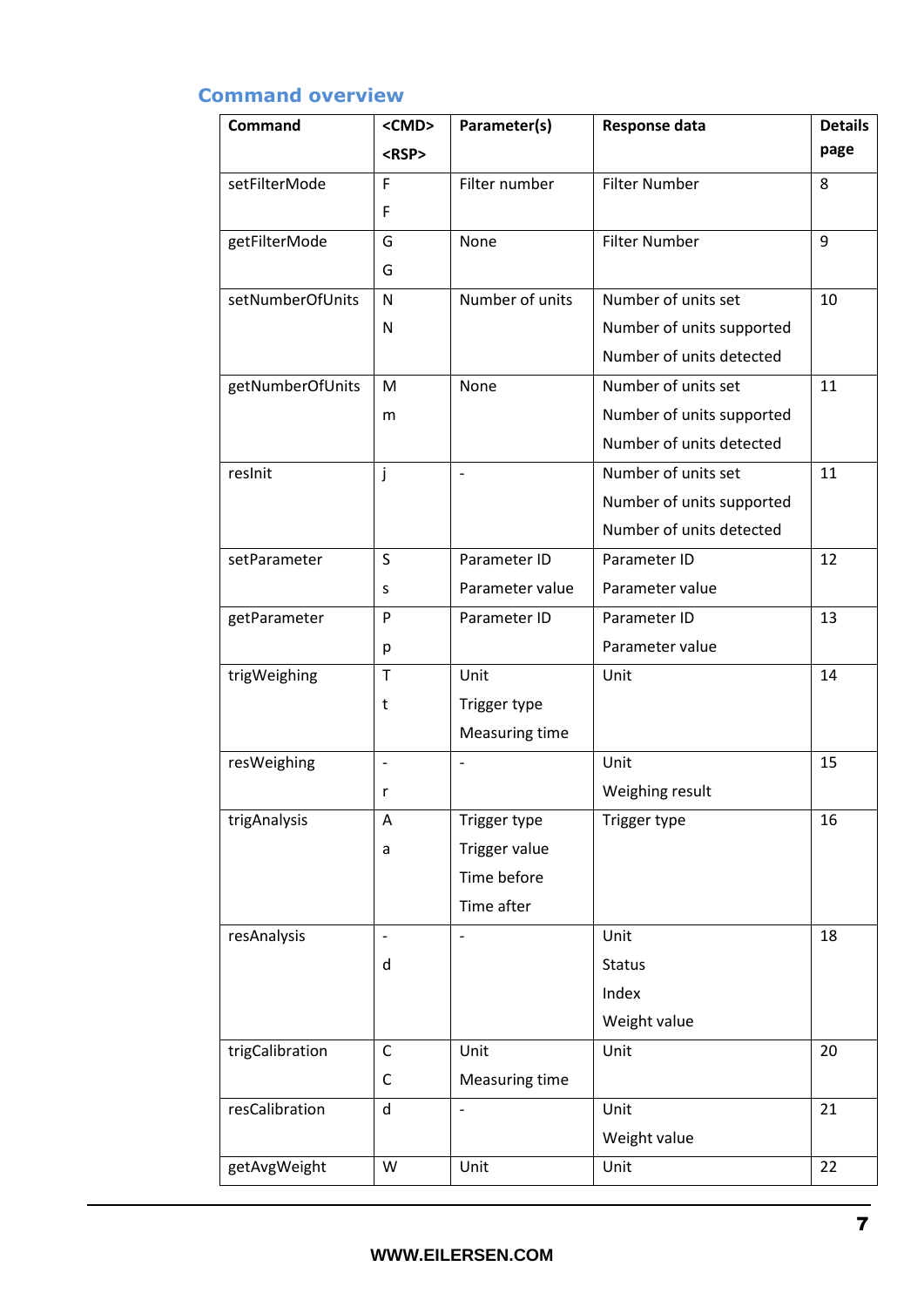## Command overview

| Command | <CMD> <RSP> | Parameter(s) | Response data | Details page |
|---|---|---|---|---|
| setFilterMode | F<br>F | Filter number | Filter Number | 8 |
| getFilterMode | G<br>G | None | Filter Number | 9 |
| setNumberOfUnits | N<br>N | Number of units | Number of units set<br>Number of units supported<br>Number of units detected | 10 |
| getNumberOfUnits | M<br>m | None | Number of units set<br>Number of units supported<br>Number of units detected | 11 |
| resInit | j | - | Number of units set<br>Number of units supported<br>Number of units detected | 11 |
| setParameter | S<br>s | Parameter ID<br>Parameter value | Parameter ID<br>Parameter value | 12 |
| getParameter | P<br>p | Parameter ID | Parameter ID<br>Parameter value | 13 |
| trigWeighing | T<br>t | Unit<br>Trigger type<br>Measuring time | Unit | 14 |
| resWeighing | -<br>r | - | Unit<br>Weighing result | 15 |
| trigAnalysis | A<br>a | Trigger type<br>Trigger value<br>Time before<br>Time after | Trigger type | 16 |
| resAnalysis | -<br>d | - | Unit<br>Status<br>Index<br>Weight value | 18 |
| trigCalibration | C<br>C | Unit<br>Measuring time | Unit | 20 |
| resCalibration | d | - | Unit<br>Weight value | 21 |
| getAvgWeight | W | Unit | Unit | 22 |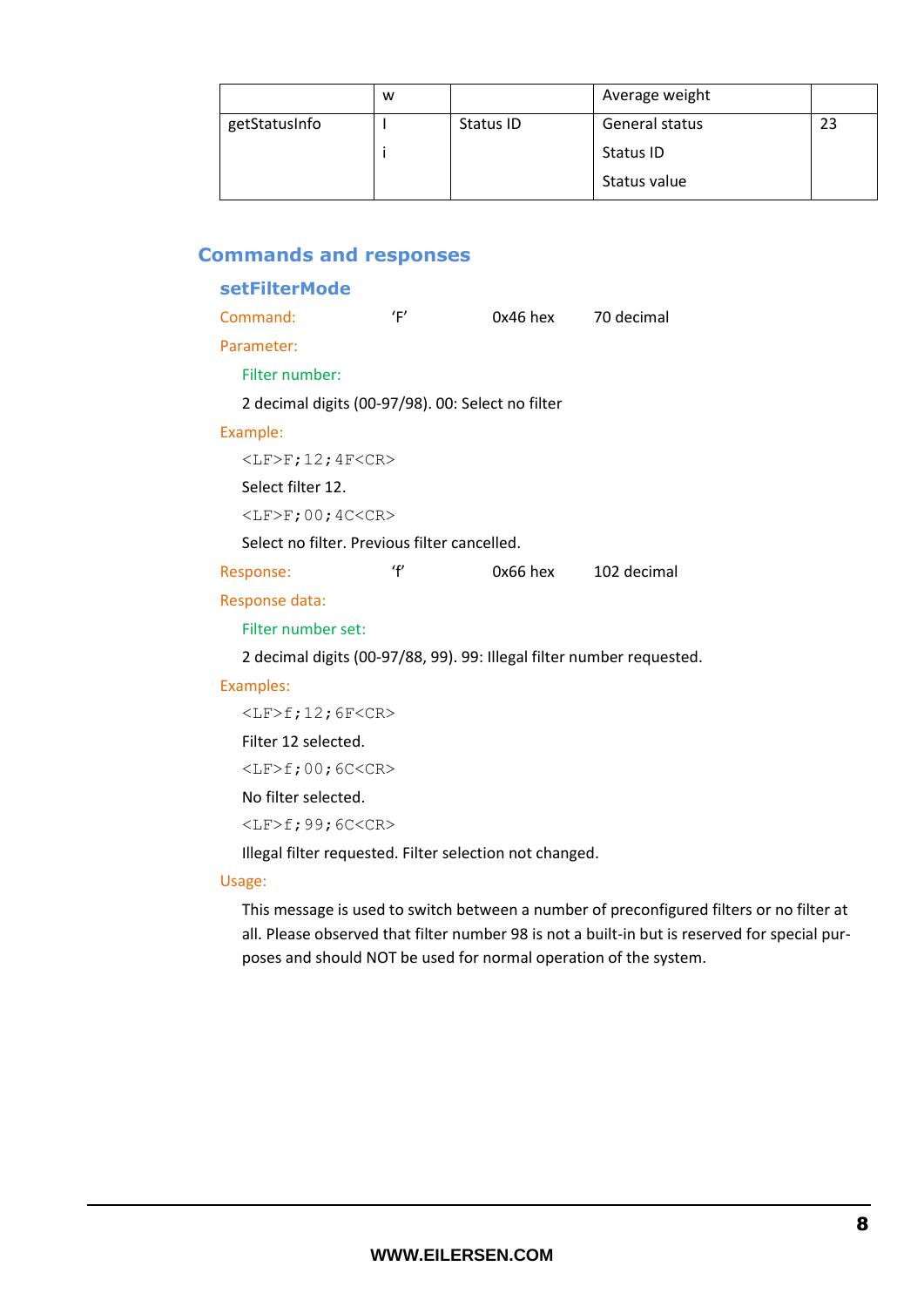| | w | | Average weight | |
|---|---|---|---|---|
| getStatusInfo | I<br>i | Status ID | General status<br>Status ID<br>Status value | 23 |

## Commands and responses

### setFilterMode

Command: 'F' 0x46 hex 70 decimal

Parameter:

Filter number:

2 decimal digits (00-97/98). 00: Select no filter

Example:

```
<LF>F;12;4F<CR>
```

Select filter 12.

```
<LF>F;00;4C<CR>
```

Select no filter. Previous filter cancelled.

Response: 'f' 0x66 hex 102 decimal

Response data:

Filter number set:

2 decimal digits (00-97/88, 99). 99: Illegal filter number requested.

Examples:

```
<LF>f;12;6F<CR>
```

Filter 12 selected.

```
<LF>f;00;6C<CR>
```

No filter selected.

```
<LF>f;99;6C<CR>
```

Illegal filter requested. Filter selection not changed.

Usage:

This message is used to switch between a number of preconfigured filters or no filter at all. Please observed that filter number 98 is not a built-in but is reserved for special purposes and should NOT be used for normal operation of the system.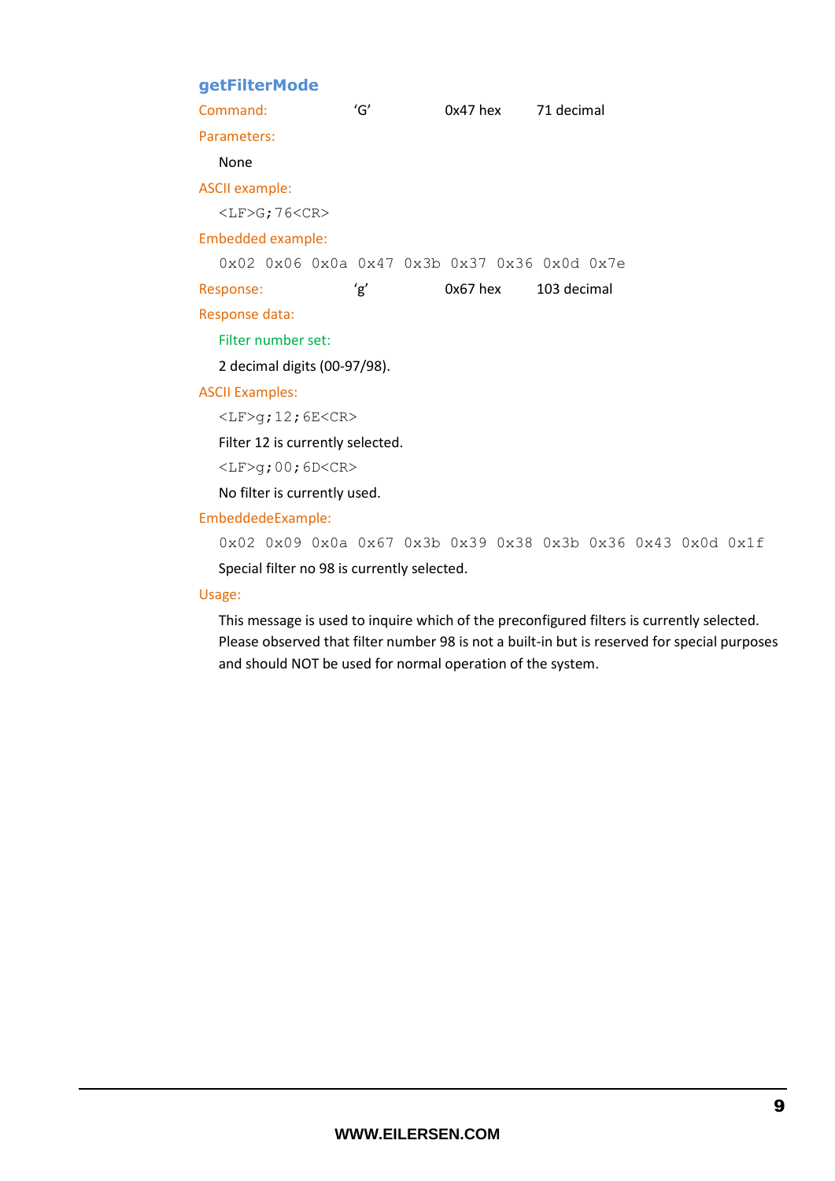### getFilterMode

Command: 'G' 0x47 hex 71 decimal

Parameters:

None

ASCII example:

```
<LF>G;76<CR>
```

Embedded example:

```
0x02 0x06 0x0a 0x47 0x3b 0x37 0x36 0x0d 0x7e
```

Response: 'g' 0x67 hex 103 decimal

Response data:

Filter number set:

2 decimal digits (00-97/98).

ASCII Examples:

```
<LF>g;12;6E<CR>
```

Filter 12 is currently selected.

```
<LF>g;00;6D<CR>
```

No filter is currently used.

EmbeddedeExample:

```
0x02 0x09 0x0a 0x67 0x3b 0x39 0x38 0x3b 0x36 0x43 0x0d 0x1f
```

Special filter no 98 is currently selected.

Usage:

This message is used to inquire which of the preconfigured filters is currently selected. Please observed that filter number 98 is not a built-in but is reserved for special purposes and should NOT be used for normal operation of the system.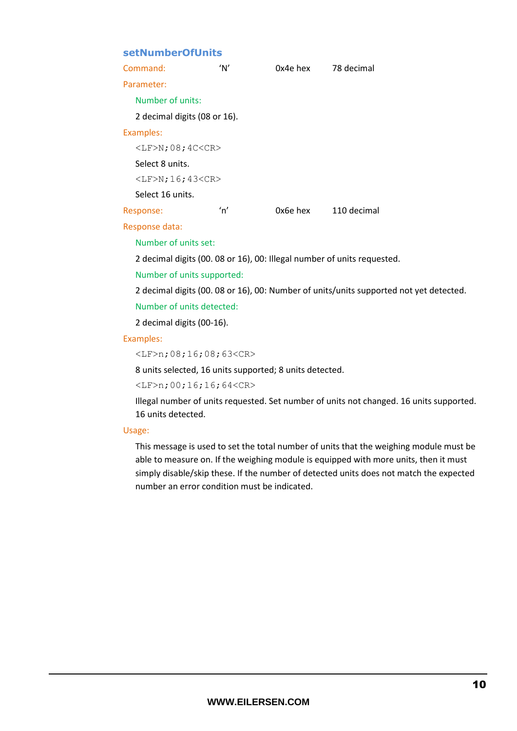### setNumberOfUnits

Command: 'N' 0x4e hex 78 decimal

Parameter:

Number of units:

2 decimal digits (08 or 16).

Examples:

```
<LF>N;08;4C<CR>
```

Select 8 units.

```
<LF>N;16;43<CR>
```

Select 16 units.

Response: 'n' 0x6e hex 110 decimal

Response data:

Number of units set:

2 decimal digits (00. 08 or 16), 00: Illegal number of units requested.

Number of units supported:

2 decimal digits (00. 08 or 16), 00: Number of units/units supported not yet detected.

Number of units detected:

2 decimal digits (00-16).

Examples:

```
<LF>n;08;16;08;63<CR>
```

8 units selected, 16 units supported; 8 units detected.

```
<LF>n;00;16;16;64<CR>
```

Illegal number of units requested. Set number of units not changed. 16 units supported. 16 units detected.

Usage:

This message is used to set the total number of units that the weighing module must be able to measure on. If the weighing module is equipped with more units, then it must simply disable/skip these. If the number of detected units does not match the expected number an error condition must be indicated.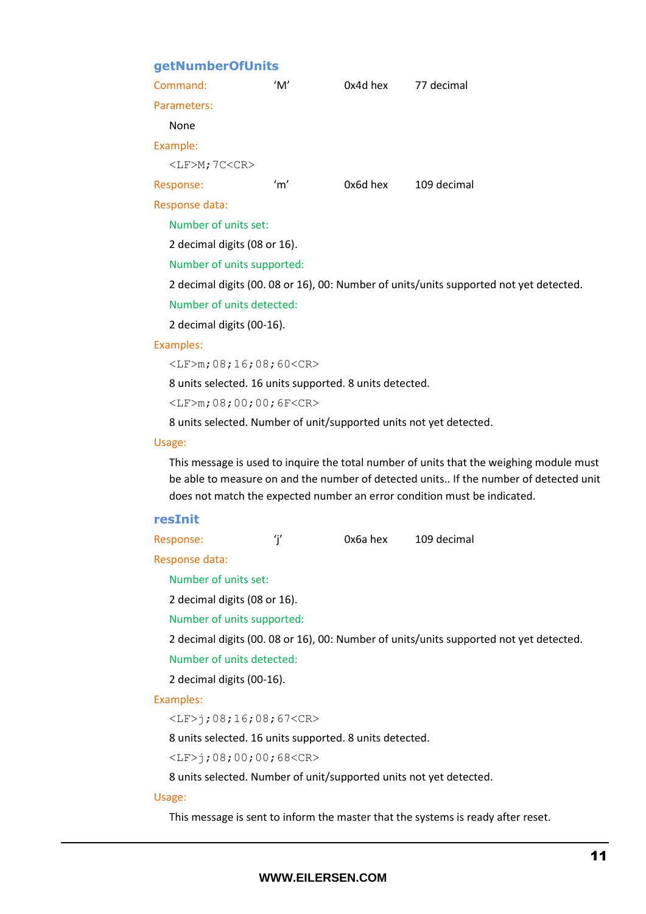## getNumberOfUnits

Command: ‘M’ 0x4d hex 77 decimal

Parameters:

None

Example:

```
<LF>M;7C<CR>
```

Response: ‘m’ 0x6d hex 109 decimal

Response data:

Number of units set:

2 decimal digits (08 or 16).

Number of units supported:

2 decimal digits (00. 08 or 16), 00: Number of units/units supported not yet detected.

Number of units detected:

2 decimal digits (00-16).

Examples:

```
<LF>m;08;16;08;60<CR>
```

8 units selected. 16 units supported. 8 units detected.

```
<LF>m;08;00;00;6F<CR>
```

8 units selected. Number of unit/supported units not yet detected.

Usage:

This message is used to inquire the total number of units that the weighing module must be able to measure on and the number of detected units.. If the number of detected unit does not match the expected number an error condition must be indicated.

## resInit

Response: ‘j’ 0x6a hex 109 decimal

Response data:

Number of units set:

2 decimal digits (08 or 16).

Number of units supported:

2 decimal digits (00. 08 or 16), 00: Number of units/units supported not yet detected.

Number of units detected:

2 decimal digits (00-16).

Examples:

```
<LF>j;08;16;08;67<CR>
```

8 units selected. 16 units supported. 8 units detected.

```
<LF>j;08;00;00;68<CR>
```

8 units selected. Number of unit/supported units not yet detected.

Usage:

This message is sent to inform the master that the systems is ready after reset.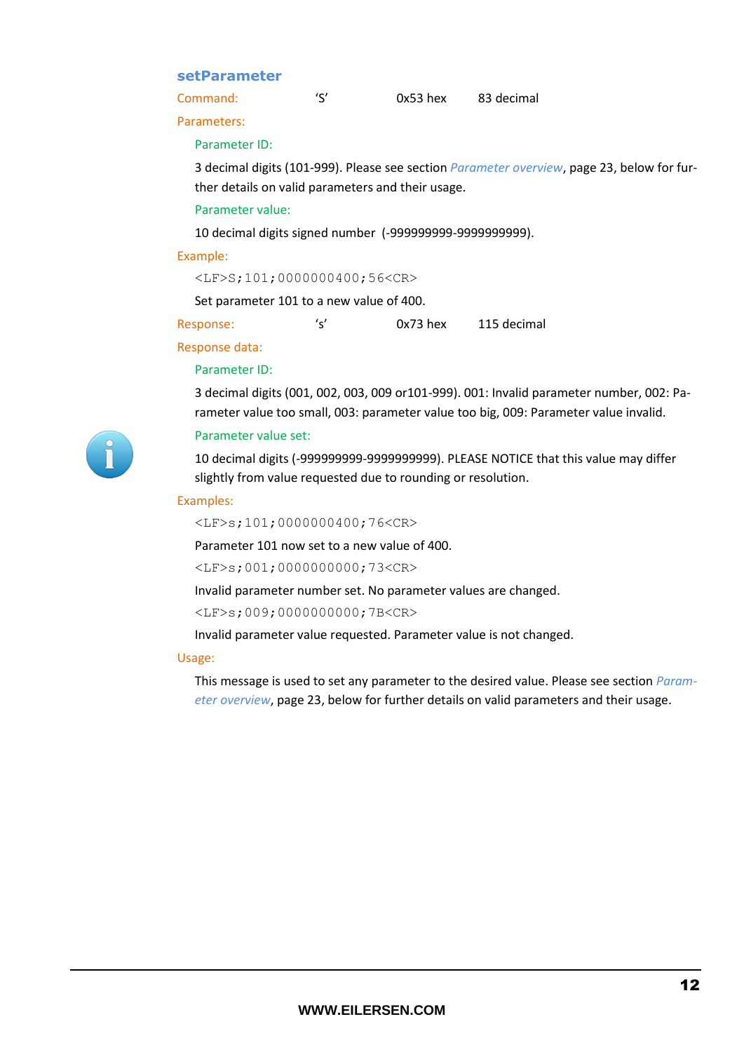## setParameter

Command: 'S' 0x53 hex 83 decimal

Parameters:

Parameter ID:

3 decimal digits (101-999). Please see section *Parameter overview*, page 23, below for further details on valid parameters and their usage.

Parameter value:

10 decimal digits signed number (-999999999-9999999999).

Example:

```
<LF>S;101;0000000400;56<CR>
```

Set parameter 101 to a new value of 400.

Response: 's' 0x73 hex 115 decimal

Response data:

Parameter ID:

3 decimal digits (001, 002, 003, 009 or101-999). 001: Invalid parameter number, 002: Parameter value too small, 003: parameter value too big, 009: Parameter value invalid.

Parameter value set:

10 decimal digits (-999999999-9999999999). PLEASE NOTICE that this value may differ slightly from value requested due to rounding or resolution.

Examples:

```
<LF>s;101;0000000400;76<CR>
```

Parameter 101 now set to a new value of 400.

```
<LF>s;001;0000000000;73<CR>
```

Invalid parameter number set. No parameter values are changed.

```
<LF>s;009;0000000000;7B<CR>
```

Invalid parameter value requested. Parameter value is not changed.

Usage:

This message is used to set any parameter to the desired value. Please see section *Parameter overview*, page 23, below for further details on valid parameters and their usage.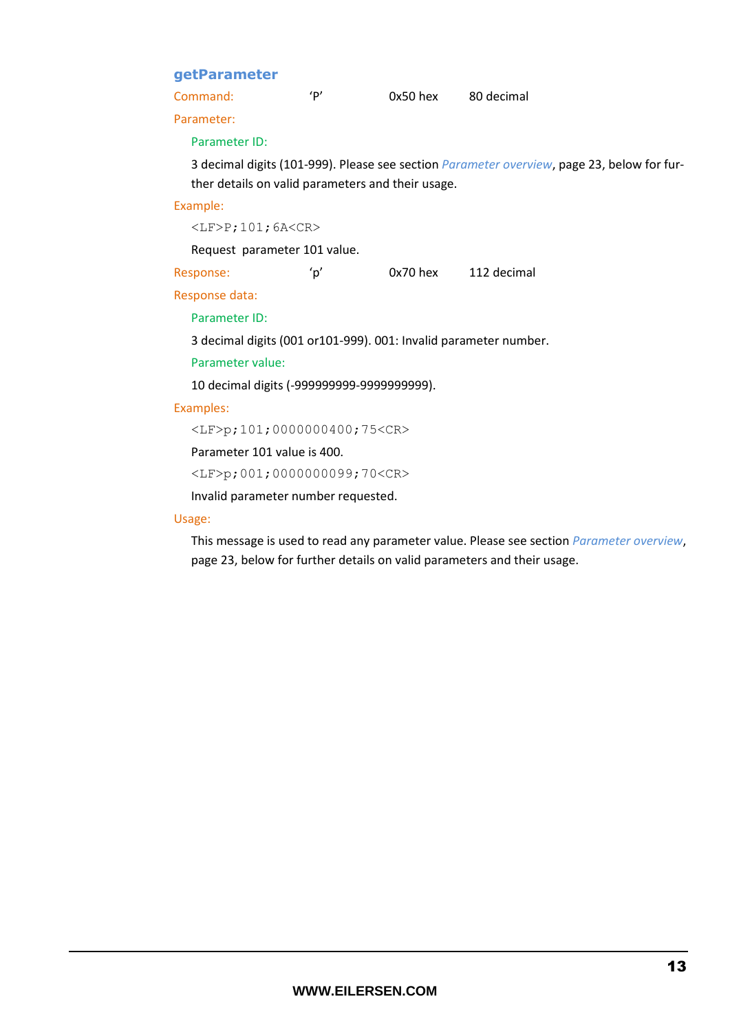### getParameter

Command: 'P' 0x50 hex 80 decimal

Parameter:

Parameter ID:

3 decimal digits (101-999). Please see section *Parameter overview*, page 23, below for further details on valid parameters and their usage.

Example:

```
<LF>P;101;6A<CR>
```

Request parameter 101 value.

Response: 'p' 0x70 hex 112 decimal

Response data:

Parameter ID:

3 decimal digits (001 or101-999). 001: Invalid parameter number.

Parameter value:

10 decimal digits (-999999999-9999999999).

Examples:

```
<LF>p;101;0000000400;75<CR>
```

Parameter 101 value is 400.

```
<LF>p;001;0000000099;70<CR>
```

Invalid parameter number requested.

Usage:

This message is used to read any parameter value. Please see section *Parameter overview*, page 23, below for further details on valid parameters and their usage.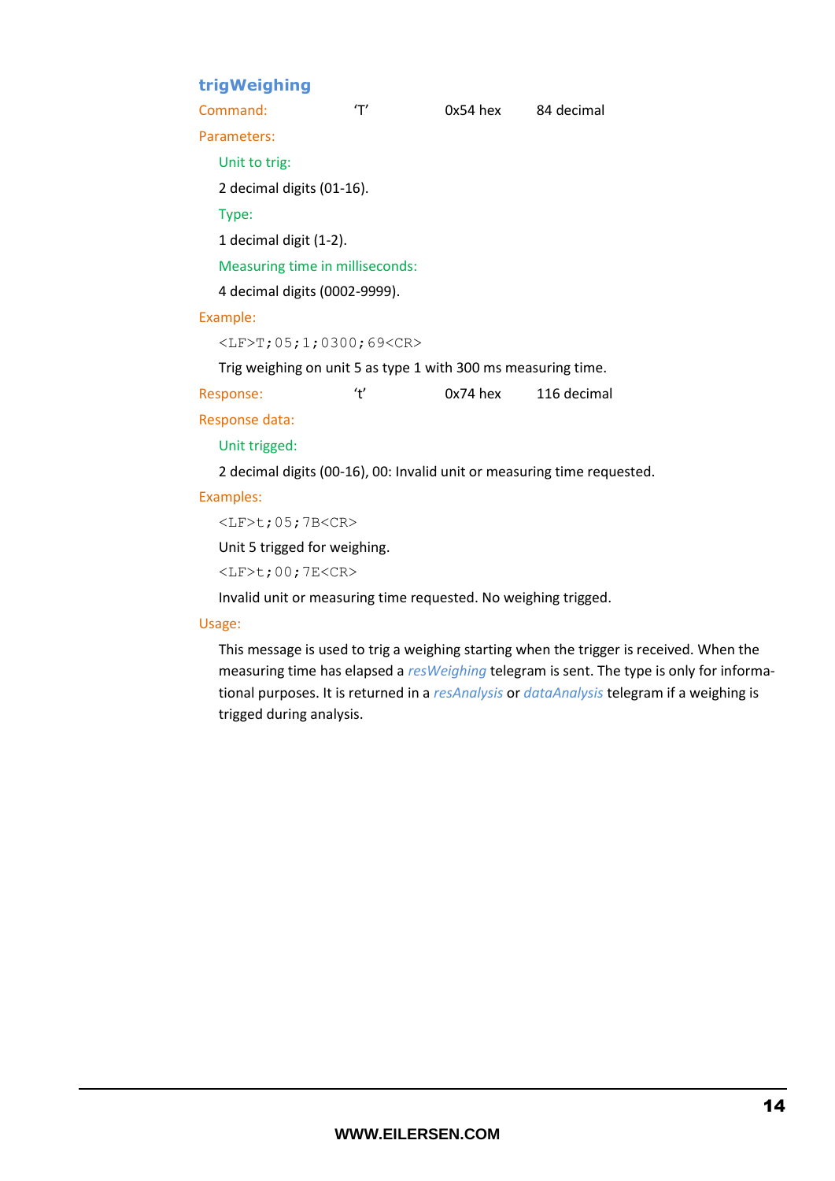### trigWeighing

| Command: | 'T' | 0x54 hex | 84 decimal |
|---|---|---|---|

Parameters:

Unit to trig:

2 decimal digits (01-16).

Type:

1 decimal digit (1-2).

Measuring time in milliseconds:

4 decimal digits (0002-9999).

Example:

```
<LF>T;05;1;0300;69<CR>
```

Trig weighing on unit 5 as type 1 with 300 ms measuring time.

| Response: | 't' | 0x74 hex | 116 decimal |
|---|---|---|---|

Response data:

Unit trigged:

2 decimal digits (00-16), 00: Invalid unit or measuring time requested.

Examples:

```
<LF>t;05;7B<CR>
```

Unit 5 trigged for weighing.

```
<LF>t;00;7E<CR>
```

Invalid unit or measuring time requested. No weighing trigged.

Usage:

This message is used to trig a weighing starting when the trigger is received. When the measuring time has elapsed a *resWeighing* telegram is sent. The type is only for informational purposes. It is returned in a *resAnalysis* or *dataAnalysis* telegram if a weighing is trigged during analysis.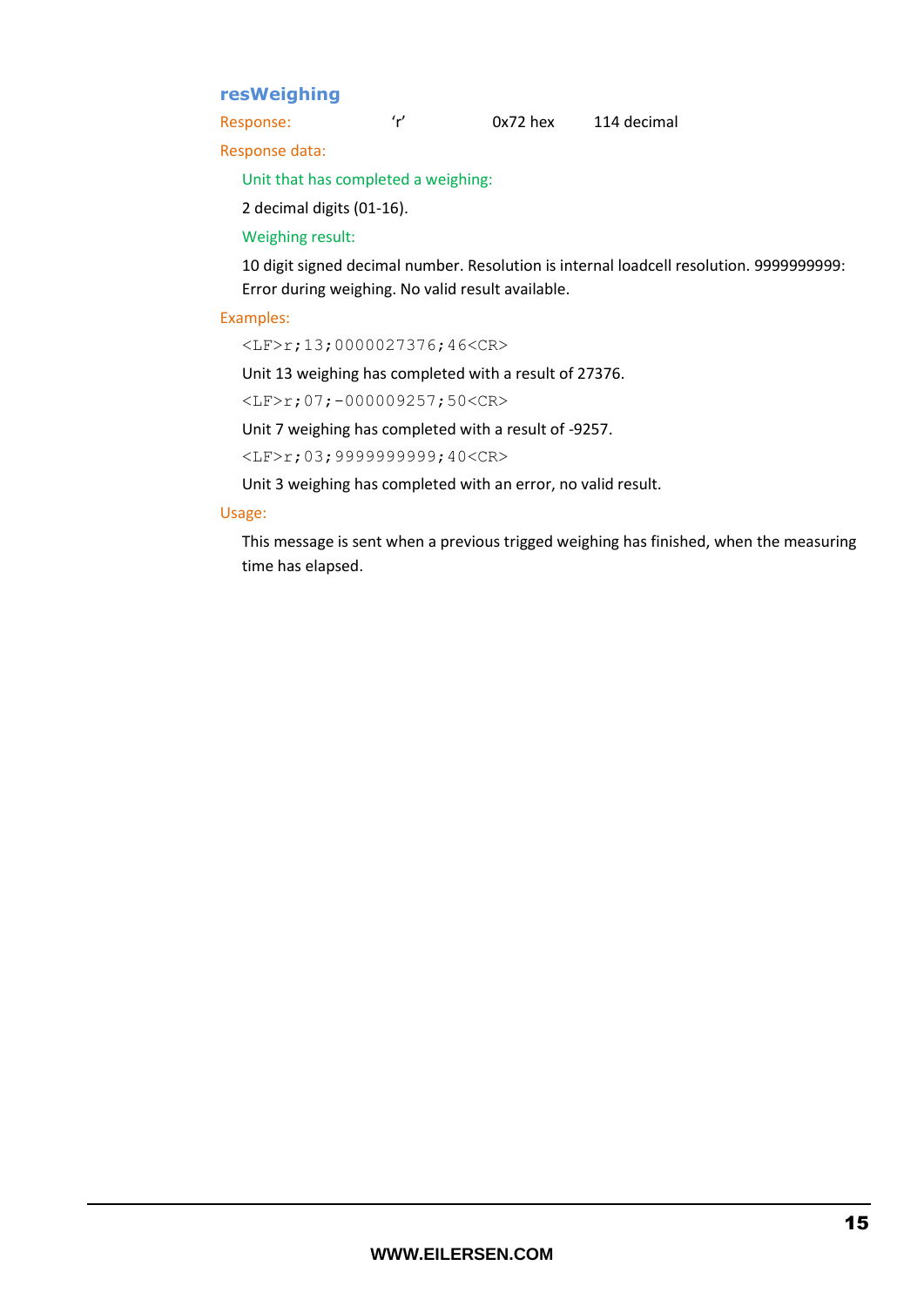### resWeighing

Response: 'r' 0x72 hex 114 decimal

Response data:

Unit that has completed a weighing:

2 decimal digits (01-16).

Weighing result:

10 digit signed decimal number. Resolution is internal loadcell resolution. 9999999999: Error during weighing. No valid result available.

Examples:

```
<LF>r;13;0000027376;46<CR>
```

Unit 13 weighing has completed with a result of 27376.

```
<LF>r;07;-000009257;50<CR>
```

Unit 7 weighing has completed with a result of -9257.

```
<LF>r;03;9999999999;40<CR>
```

Unit 3 weighing has completed with an error, no valid result.

Usage:

This message is sent when a previous trigged weighing has finished, when the measuring time has elapsed.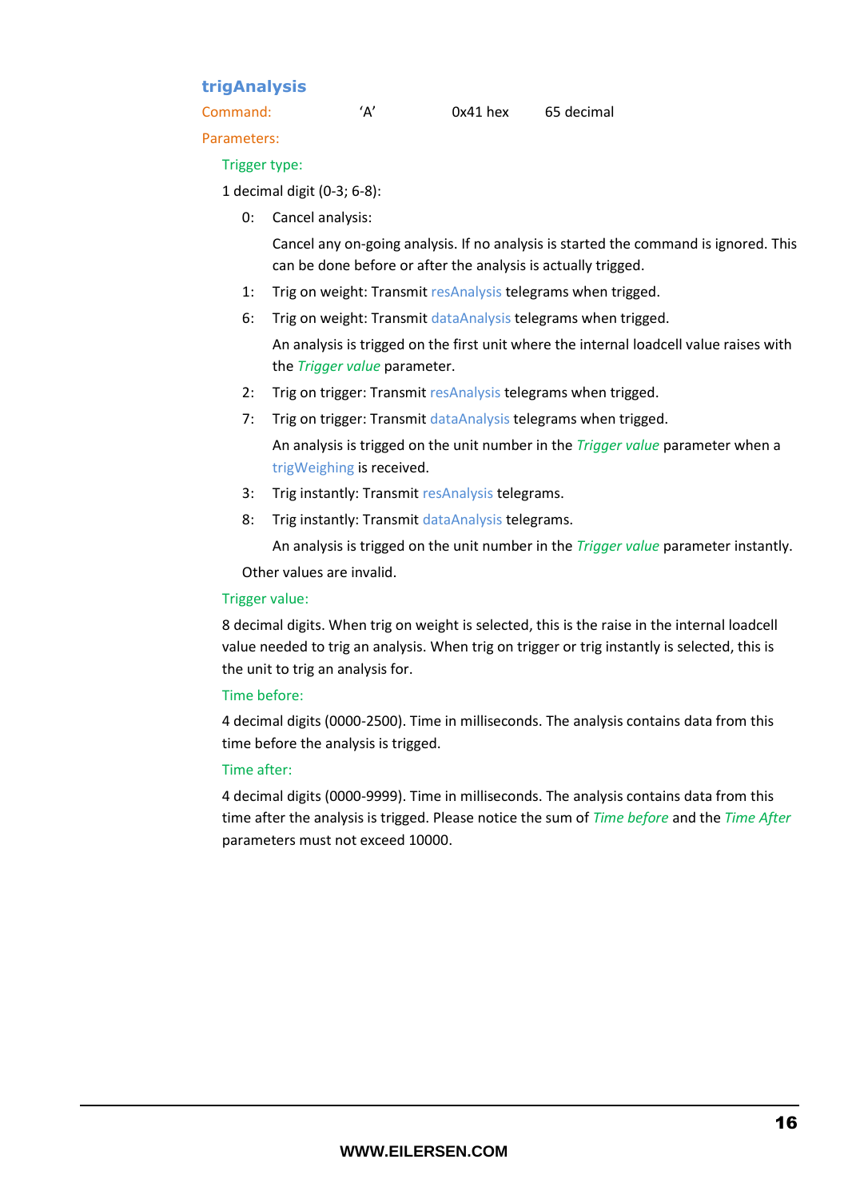### trigAnalysis

Command: 'A' 0x41 hex 65 decimal

Parameters:

Trigger type:

1 decimal digit (0-3; 6-8):

- 0: Cancel analysis:

  Cancel any on-going analysis. If no analysis is started the command is ignored. This can be done before or after the analysis is actually trigged.

- 1: Trig on weight: Transmit resAnalysis telegrams when trigged.
- 6: Trig on weight: Transmit dataAnalysis telegrams when trigged.

  An analysis is trigged on the first unit where the internal loadcell value raises with the *Trigger value* parameter.

- 2: Trig on trigger: Transmit resAnalysis telegrams when trigged.
- 7: Trig on trigger: Transmit dataAnalysis telegrams when trigged.

  An analysis is trigged on the unit number in the *Trigger value* parameter when a trigWeighing is received.

- 3: Trig instantly: Transmit resAnalysis telegrams.
- 8: Trig instantly: Transmit dataAnalysis telegrams.

  An analysis is trigged on the unit number in the *Trigger value* parameter instantly.

Other values are invalid.

Trigger value:

8 decimal digits. When trig on weight is selected, this is the raise in the internal loadcell value needed to trig an analysis. When trig on trigger or trig instantly is selected, this is the unit to trig an analysis for.

Time before:

4 decimal digits (0000-2500). Time in milliseconds. The analysis contains data from this time before the analysis is trigged.

Time after:

4 decimal digits (0000-9999). Time in milliseconds. The analysis contains data from this time after the analysis is trigged. Please notice the sum of *Time before* and the *Time After* parameters must not exceed 10000.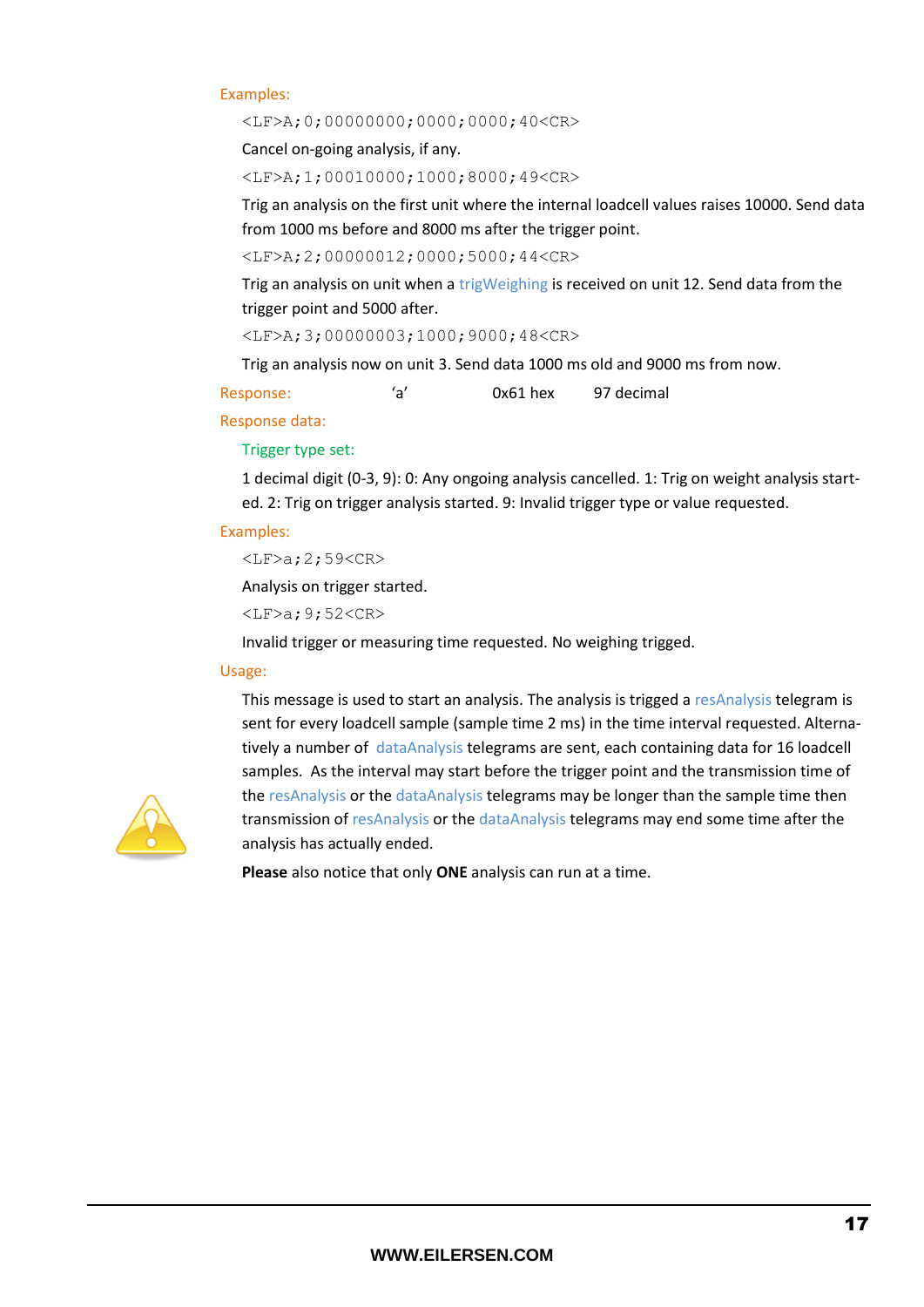Examples:

```
<LF>A;0;00000000;0000;0000;40<CR>
```

Cancel on-going analysis, if any.

```
<LF>A;1;00010000;1000;8000;49<CR>
```

Trig an analysis on the first unit where the internal loadcell values raises 10000. Send data from 1000 ms before and 8000 ms after the trigger point.

```
<LF>A;2;00000012;0000;5000;44<CR>
```

Trig an analysis on unit when a trigWeighing is received on unit 12. Send data from the trigger point and 5000 after.

```
<LF>A;3;00000003;1000;9000;48<CR>
```

Trig an analysis now on unit 3. Send data 1000 ms old and 9000 ms from now.

Response: ‘a’ 0x61 hex 97 decimal

Response data:

Trigger type set:

1 decimal digit (0-3, 9): 0: Any ongoing analysis cancelled. 1: Trig on weight analysis started. 2: Trig on trigger analysis started. 9: Invalid trigger type or value requested.

Examples:

```
<LF>a;2;59<CR>
```

Analysis on trigger started.

```
<LF>a;9;52<CR>
```

Invalid trigger or measuring time requested. No weighing trigged.

Usage:

This message is used to start an analysis. The analysis is trigged a resAnalysis telegram is sent for every loadcell sample (sample time 2 ms) in the time interval requested. Alternatively a number of dataAnalysis telegrams are sent, each containing data for 16 loadcell samples. As the interval may start before the trigger point and the transmission time of the resAnalysis or the dataAnalysis telegrams may be longer than the sample time then transmission of resAnalysis or the dataAnalysis telegrams may end some time after the analysis has actually ended.

**Please** also notice that only **ONE** analysis can run at a time.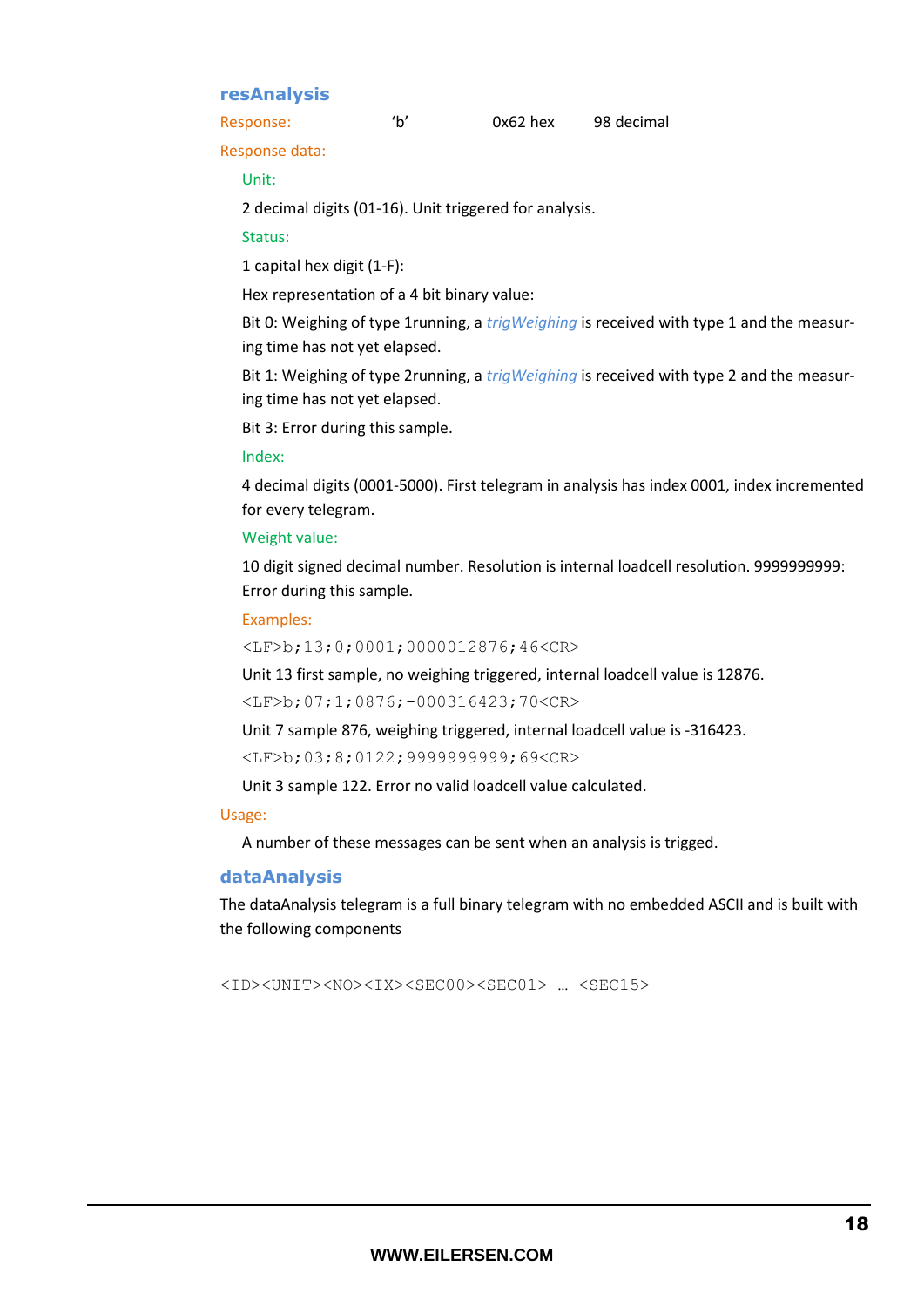### resAnalysis

Response: 'b' 0x62 hex 98 decimal

Response data:

Unit:

2 decimal digits (01-16). Unit triggered for analysis.

Status:

1 capital hex digit (1-F):

Hex representation of a 4 bit binary value:

Bit 0: Weighing of type 1running, a *trigWeighing* is received with type 1 and the measuring time has not yet elapsed.

Bit 1: Weighing of type 2running, a *trigWeighing* is received with type 2 and the measuring time has not yet elapsed.

Bit 3: Error during this sample.

Index:

4 decimal digits (0001-5000). First telegram in analysis has index 0001, index incremented for every telegram.

Weight value:

10 digit signed decimal number. Resolution is internal loadcell resolution. 9999999999: Error during this sample.

Examples:

`<LF>b;13;0;0001;0000012876;46<CR>`

Unit 13 first sample, no weighing triggered, internal loadcell value is 12876.

`<LF>b;07;1;0876;-000316423;70<CR>`

Unit 7 sample 876, weighing triggered, internal loadcell value is -316423.

`<LF>b;03;8;0122;9999999999;69<CR>`

Unit 3 sample 122. Error no valid loadcell value calculated.

Usage:

A number of these messages can be sent when an analysis is trigged.

### dataAnalysis

The dataAnalysis telegram is a full binary telegram with no embedded ASCII and is built with the following components

`<ID><UNIT><NO><IX><SEC00><SEC01> … <SEC15>`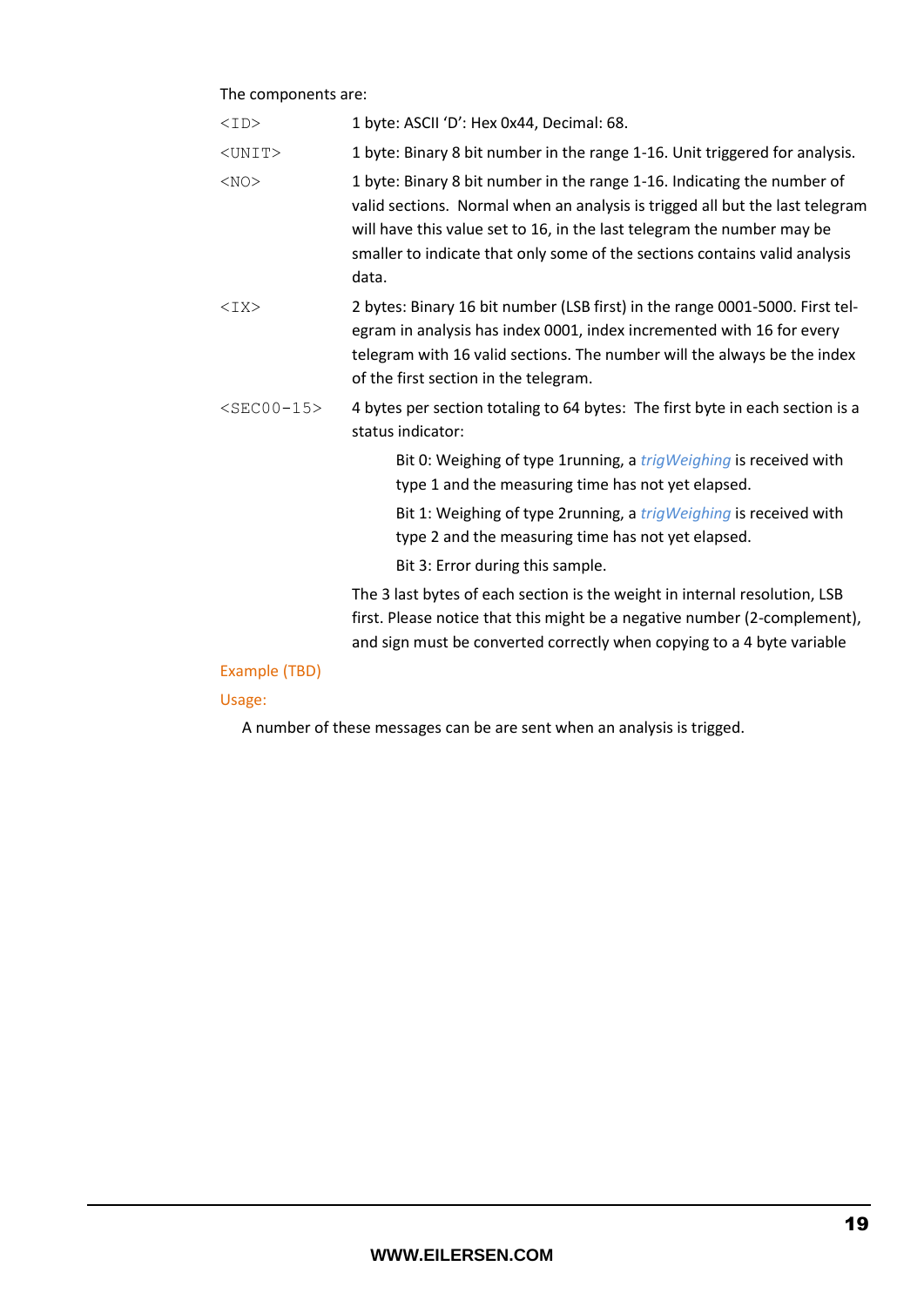The components are:

| | |
|---|---|
| `<ID>` | 1 byte: ASCII 'D': Hex 0x44, Decimal: 68. |
| `<UNIT>` | 1 byte: Binary 8 bit number in the range 1-16. Unit triggered for analysis. |
| `<NO>` | 1 byte: Binary 8 bit number in the range 1-16. Indicating the number of valid sections. Normal when an analysis is trigged all but the last telegram will have this value set to 16, in the last telegram the number may be smaller to indicate that only some of the sections contains valid analysis data. |
| `<IX>` | 2 bytes: Binary 16 bit number (LSB first) in the range 0001-5000. First telegram in analysis has index 0001, index incremented with 16 for every telegram with 16 valid sections. The number will the always be the index of the first section in the telegram. |
| `<SEC00-15>` | 4 bytes per section totaling to 64 bytes: The first byte in each section is a status indicator: |

Bit 0: Weighing of type 1running, a *trigWeighing* is received with type 1 and the measuring time has not yet elapsed.

Bit 1: Weighing of type 2running, a *trigWeighing* is received with type 2 and the measuring time has not yet elapsed.

Bit 3: Error during this sample.

The 3 last bytes of each section is the weight in internal resolution, LSB first. Please notice that this might be a negative number (2-complement), and sign must be converted correctly when copying to a 4 byte variable

Example (TBD)

Usage:

A number of these messages can be are sent when an analysis is trigged.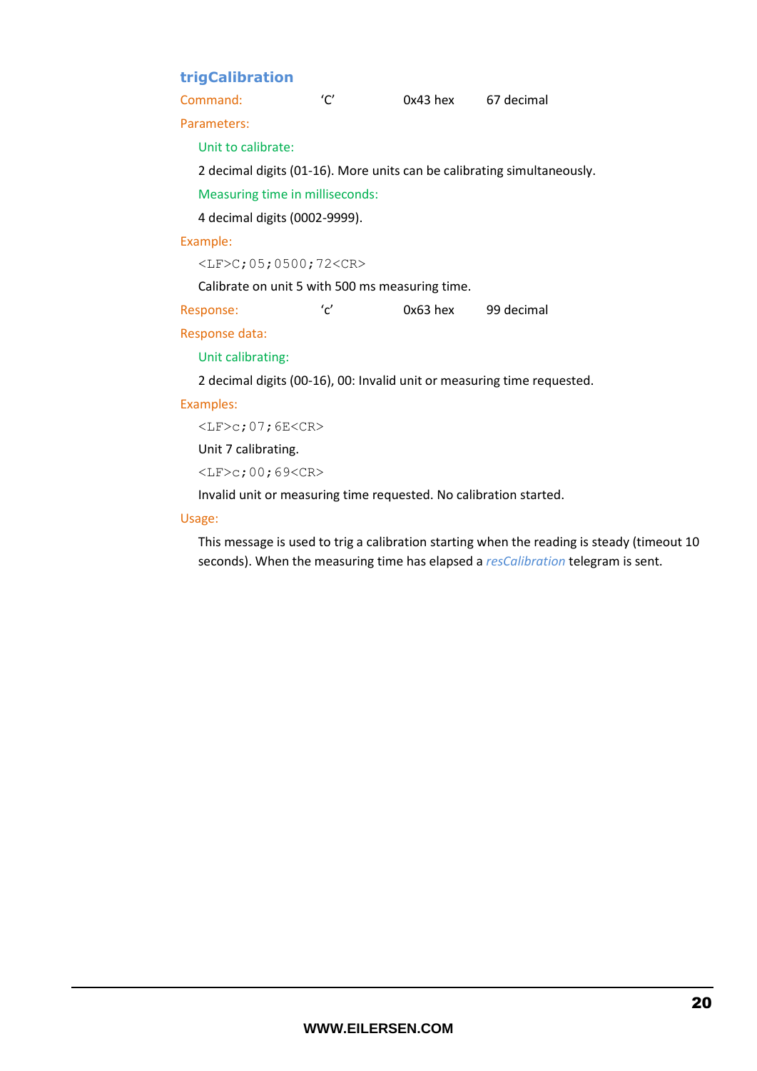### trigCalibration

| Command: | 'C' | 0x43 hex | 67 decimal |
|---|---|---|---|

Parameters:

Unit to calibrate:

2 decimal digits (01-16). More units can be calibrating simultaneously.

Measuring time in milliseconds:

4 decimal digits (0002-9999).

Example:

```
<LF>C;05;0500;72<CR>
```

Calibrate on unit 5 with 500 ms measuring time.

| Response: | 'c' | 0x63 hex | 99 decimal |
|---|---|---|---|

Response data:

Unit calibrating:

2 decimal digits (00-16), 00: Invalid unit or measuring time requested.

Examples:

```
<LF>c;07;6E<CR>
```

Unit 7 calibrating.

```
<LF>c;00;69<CR>
```

Invalid unit or measuring time requested. No calibration started.

Usage:

This message is used to trig a calibration starting when the reading is steady (timeout 10 seconds). When the measuring time has elapsed a *resCalibration* telegram is sent.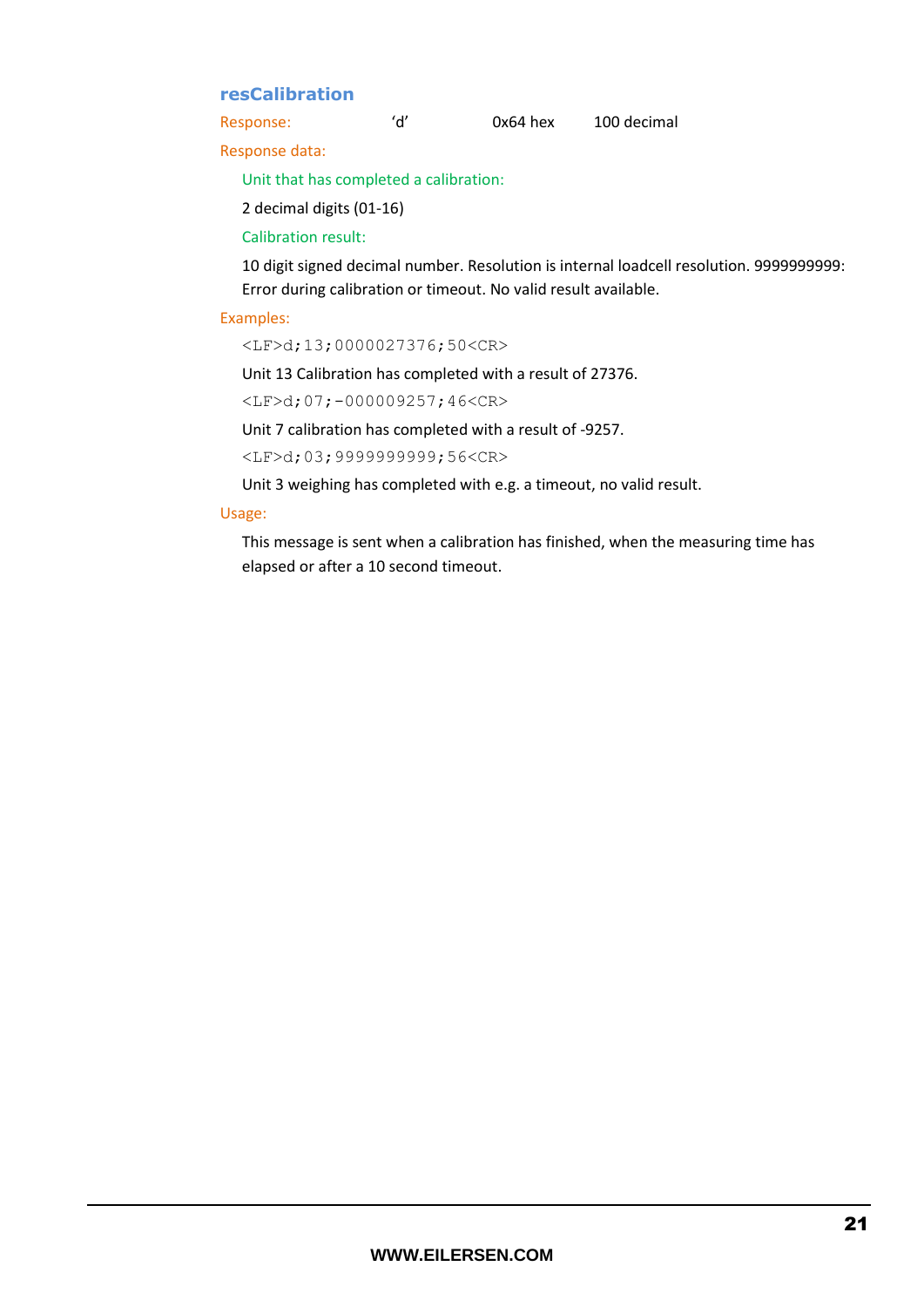### resCalibration

Response: 'd' 0x64 hex 100 decimal

Response data:

Unit that has completed a calibration:

2 decimal digits (01-16)

Calibration result:

10 digit signed decimal number. Resolution is internal loadcell resolution. 9999999999: Error during calibration or timeout. No valid result available.

Examples:

`<LF>d;13;0000027376;50<CR>`

Unit 13 Calibration has completed with a result of 27376.

`<LF>d;07;-000009257;46<CR>`

Unit 7 calibration has completed with a result of -9257.

`<LF>d;03;9999999999;56<CR>`

Unit 3 weighing has completed with e.g. a timeout, no valid result.

Usage:

This message is sent when a calibration has finished, when the measuring time has elapsed or after a 10 second timeout.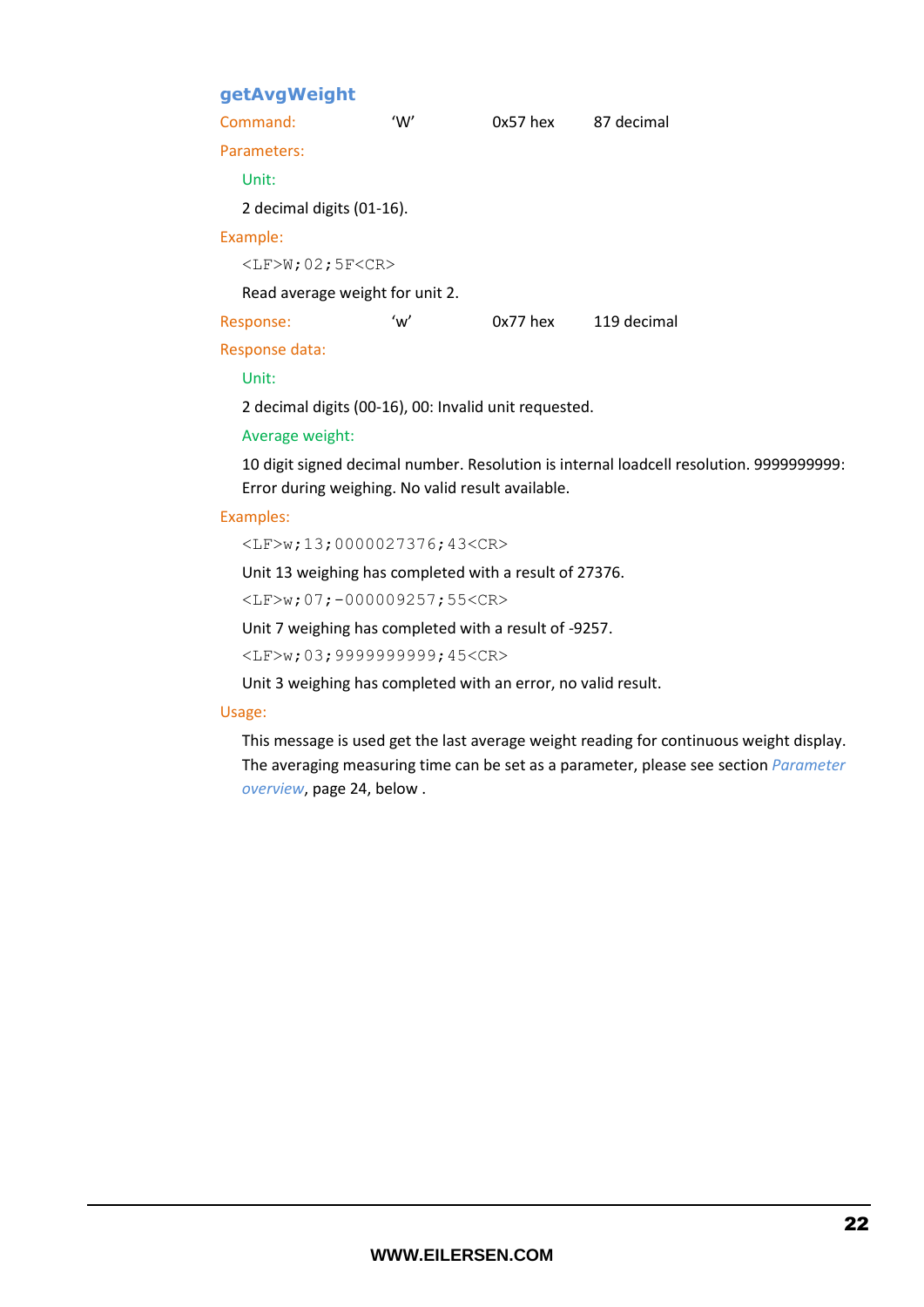### getAvgWeight

Command: 'W' 0x57 hex 87 decimal

Parameters:

Unit:

2 decimal digits (01-16).

Example:

```
<LF>W;02;5F<CR>
```

Read average weight for unit 2.

Response: 'w' 0x77 hex 119 decimal

Response data:

Unit:

2 decimal digits (00-16), 00: Invalid unit requested.

Average weight:

10 digit signed decimal number. Resolution is internal loadcell resolution. 9999999999: Error during weighing. No valid result available.

Examples:

```
<LF>w;13;0000027376;43<CR>
```

Unit 13 weighing has completed with a result of 27376.

```
<LF>w;07;-000009257;55<CR>
```

Unit 7 weighing has completed with a result of -9257.

```
<LF>w;03;9999999999;45<CR>
```

Unit 3 weighing has completed with an error, no valid result.

Usage:

This message is used get the last average weight reading for continuous weight display. The averaging measuring time can be set as a parameter, please see section *Parameter overview*, page 24, below .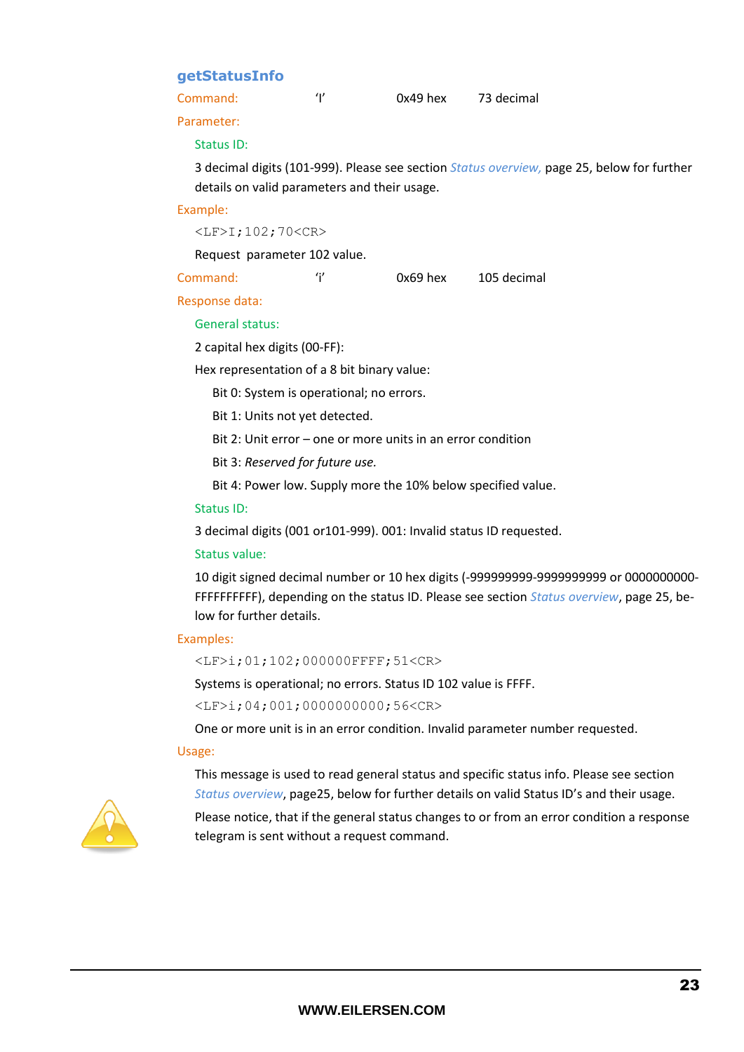## getStatusInfo

Command: 'I' 0x49 hex 73 decimal

Parameter:

Status ID:

3 decimal digits (101-999). Please see section *Status overview,* page 25, below for further details on valid parameters and their usage.

Example:

```
<LF>I;102;70<CR>
```

Request parameter 102 value.

Command: 'i' 0x69 hex 105 decimal

Response data:

General status:

2 capital hex digits (00-FF):

Hex representation of a 8 bit binary value:

- Bit 0: System is operational; no errors.
- Bit 1: Units not yet detected.
- Bit 2: Unit error – one or more units in an error condition
- Bit 3: *Reserved for future use.*
- Bit 4: Power low. Supply more the 10% below specified value.

Status ID:

3 decimal digits (001 or101-999). 001: Invalid status ID requested.

Status value:

10 digit signed decimal number or 10 hex digits (-999999999-9999999999 or 0000000000-FFFFFFFFFF), depending on the status ID. Please see section *Status overview*, page 25, below for further details.

Examples:

```
<LF>i;01;102;000000FFFF;51<CR>
```

Systems is operational; no errors. Status ID 102 value is FFFF.

```
<LF>i;04;001;0000000000;56<CR>
```

One or more unit is in an error condition. Invalid parameter number requested.

Usage:

This message is used to read general status and specific status info. Please see section *Status overview*, page25, below for further details on valid Status ID's and their usage.

Please notice, that if the general status changes to or from an error condition a response telegram is sent without a request command.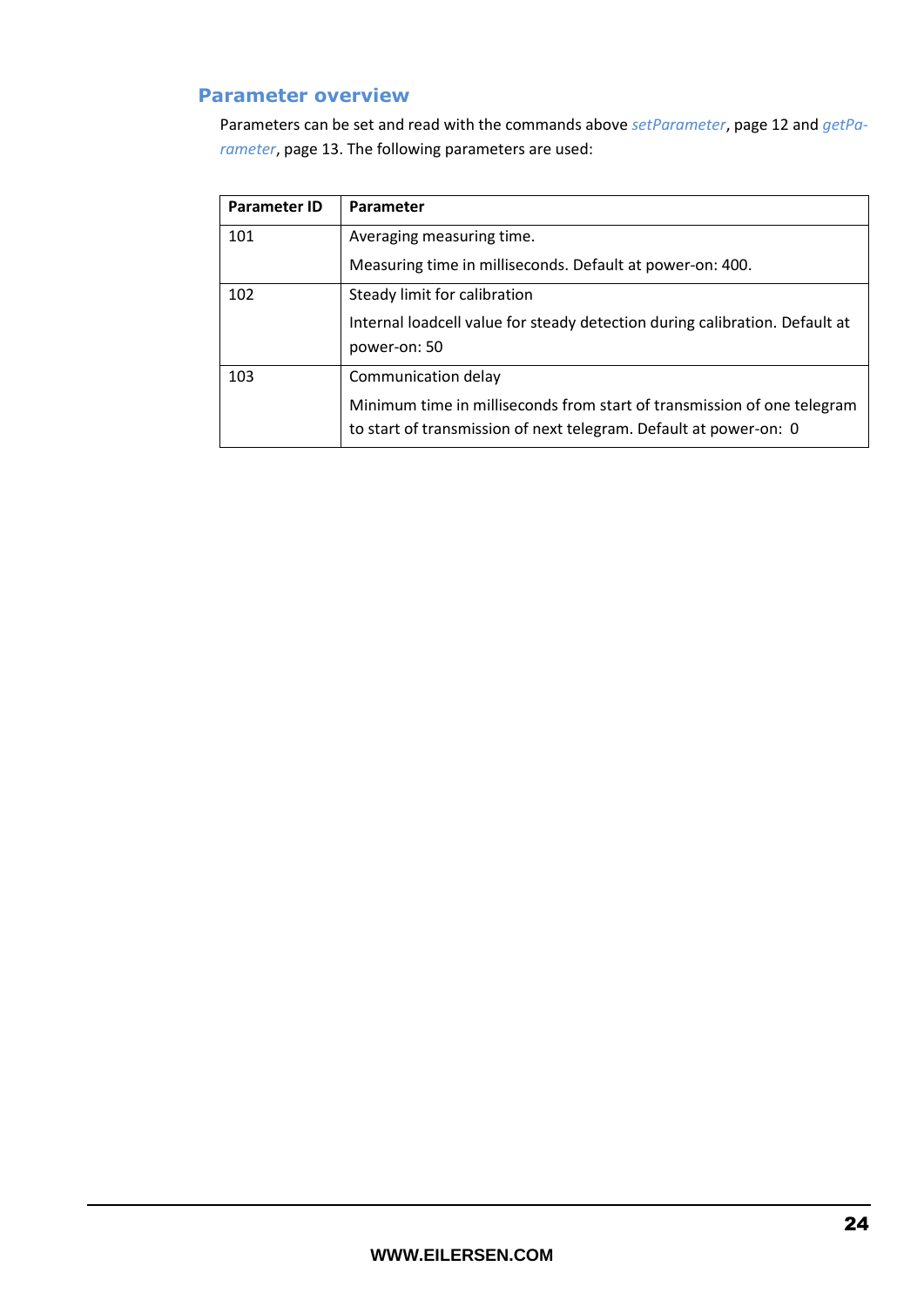## Parameter overview

Parameters can be set and read with the commands above *setParameter*, page 12 and *getParameter*, page 13. The following parameters are used:

| Parameter ID | Parameter |
|---|---|
| 101 | Averaging measuring time.<br><br>Measuring time in milliseconds. Default at power-on: 400. |
| 102 | Steady limit for calibration<br><br>Internal loadcell value for steady detection during calibration. Default at power-on: 50 |
| 103 | Communication delay<br><br>Minimum time in milliseconds from start of transmission of one telegram to start of transmission of next telegram. Default at power-on: 0 |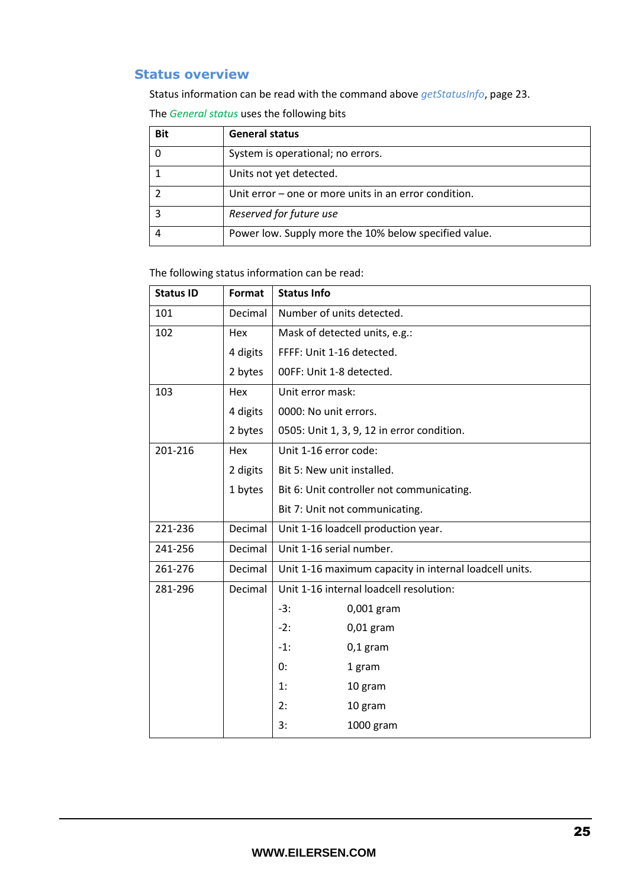## Status overview

Status information can be read with the command above *getStatusInfo*, page 23.

The *General status* uses the following bits

| Bit | General status |
|---|---|
| 0 | System is operational; no errors. |
| 1 | Units not yet detected. |
| 2 | Unit error – one or more units in an error condition. |
| 3 | *Reserved for future use* |
| 4 | Power low. Supply more the 10% below specified value. |

The following status information can be read:

| Status ID | Format | Status Info |
|---|---|---|
| 101 | Decimal | Number of units detected. |
| 102 | Hex<br>4 digits<br>2 bytes | Mask of detected units, e.g.:<br>FFFF: Unit 1-16 detected.<br>00FF: Unit 1-8 detected. |
| 103 | Hex<br>4 digits<br>2 bytes | Unit error mask:<br>0000: No unit errors.<br>0505: Unit 1, 3, 9, 12 in error condition. |
| 201-216 | Hex<br>2 digits<br>1 bytes | Unit 1-16 error code:<br>Bit 5: New unit installed.<br>Bit 6: Unit controller not communicating.<br>Bit 7: Unit not communicating. |
| 221-236 | Decimal | Unit 1-16 loadcell production year. |
| 241-256 | Decimal | Unit 1-16 serial number. |
| 261-276 | Decimal | Unit 1-16 maximum capacity in internal loadcell units. |
| 281-296 | Decimal | Unit 1-16 internal loadcell resolution:<br>-3: 0,001 gram<br>-2: 0,01 gram<br>-1: 0,1 gram<br>0: 1 gram<br>1: 10 gram<br>2: 10 gram<br>3: 1000 gram |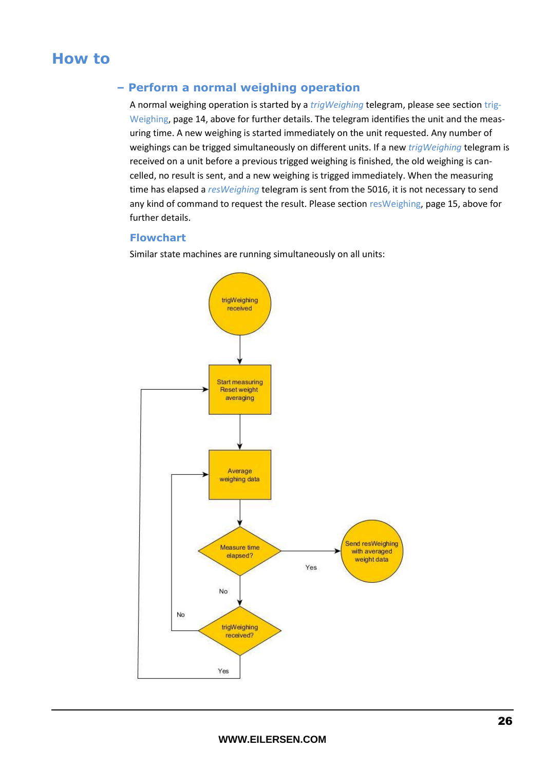# How to

## – Perform a normal weighing operation

A normal weighing operation is started by a *trigWeighing* telegram, please see section trigWeighing, page 14, above for further details. The telegram identifies the unit and the measuring time. A new weighing is started immediately on the unit requested. Any number of weighings can be trigged simultaneously on different units. If a new *trigWeighing* telegram is received on a unit before a previous trigged weighing is finished, the old weighing is cancelled, no result is sent, and a new weighing is trigged immediately. When the measuring time has elapsed a *resWeighing* telegram is sent from the 5016, it is not necessary to send any kind of command to request the result. Please section resWeighing, page 15, above for further details.

### Flowchart

Similar state machines are running simultaneously on all units:

trigWeighing received

Start measuring
Reset weight averaging

Average weighing data

Measure time elapsed?

Yes

Send resWeighing with averaged weight data

No

trigWeighing received?

No

Yes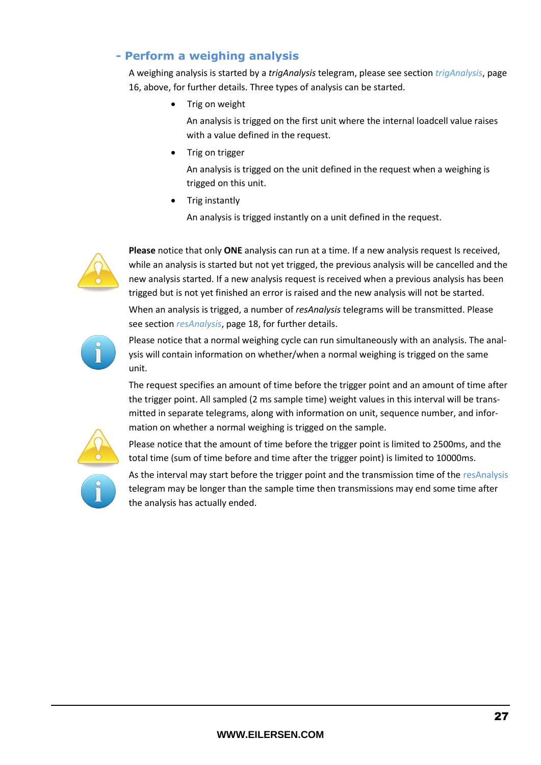## - Perform a weighing analysis

A weighing analysis is started by a *trigAnalysis* telegram, please see section *trigAnalysis*, page 16, above, for further details. Three types of analysis can be started.

- Trig on weight

  An analysis is trigged on the first unit where the internal loadcell value raises with a value defined in the request.

- Trig on trigger

  An analysis is trigged on the unit defined in the request when a weighing is trigged on this unit.

- Trig instantly

  An analysis is trigged instantly on a unit defined in the request.

**Please** notice that only **ONE** analysis can run at a time. If a new analysis request Is received, while an analysis is started but not yet trigged, the previous analysis will be cancelled and the new analysis started. If a new analysis request is received when a previous analysis has been trigged but is not yet finished an error is raised and the new analysis will not be started.

When an analysis is trigged, a number of *resAnalysis* telegrams will be transmitted. Please see section *resAnalysis*, page 18, for further details.

Please notice that a normal weighing cycle can run simultaneously with an analysis. The analysis will contain information on whether/when a normal weighing is trigged on the same unit.

The request specifies an amount of time before the trigger point and an amount of time after the trigger point. All sampled (2 ms sample time) weight values in this interval will be transmitted in separate telegrams, along with information on unit, sequence number, and information on whether a normal weighing is trigged on the sample.

Please notice that the amount of time before the trigger point is limited to 2500ms, and the total time (sum of time before and time after the trigger point) is limited to 10000ms.

As the interval may start before the trigger point and the transmission time of the resAnalysis telegram may be longer than the sample time then transmissions may end some time after the analysis has actually ended.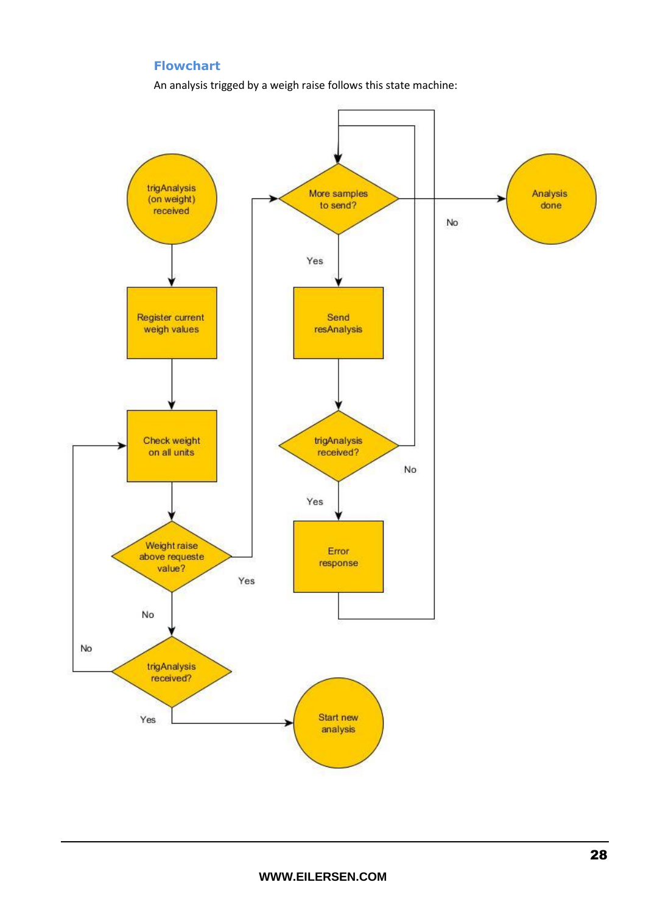## Flowchart

An analysis trigged by a weigh raise follows this state machine: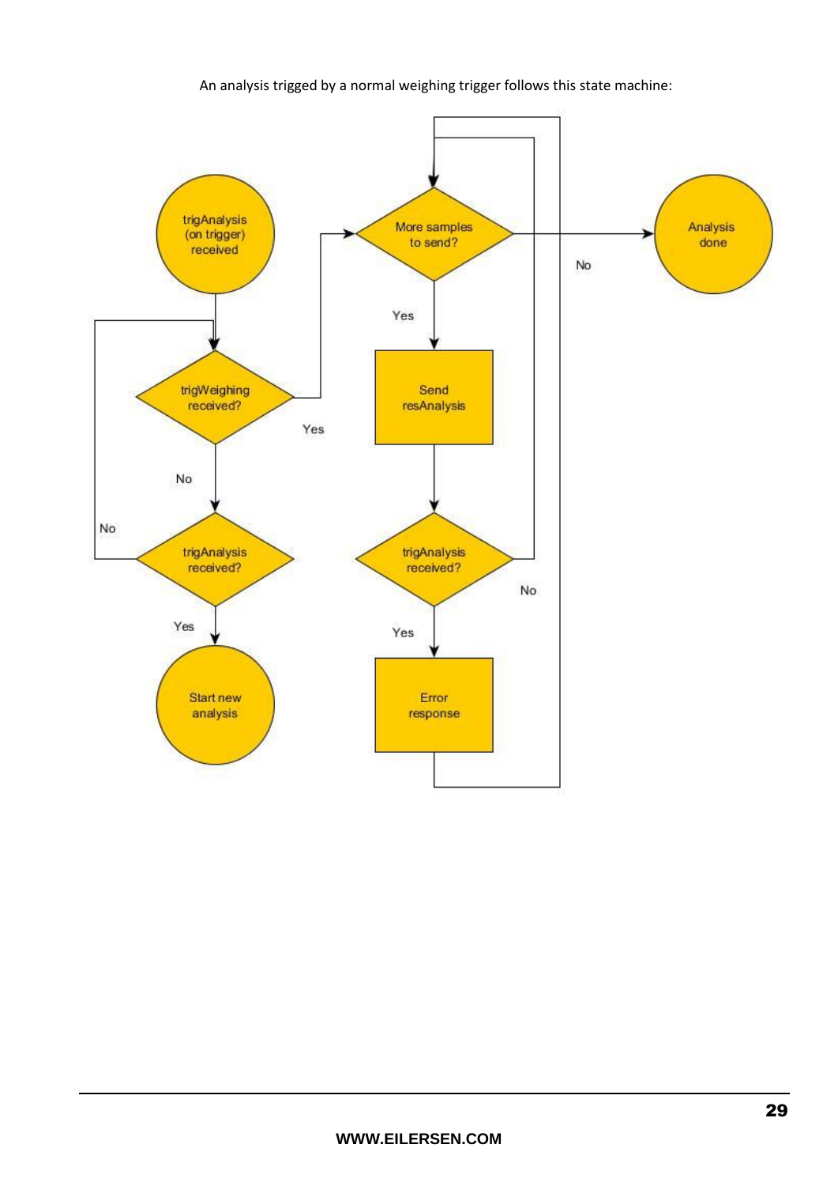An analysis trigged by a normal weighing trigger follows this state machine:

trigAnalysis (on trigger) received

trigWeighing received?

Yes

No

trigAnalysis received?

No

Yes

Start new analysis

More samples to send?

Yes

No

Send resAnalysis

trigAnalysis received?

No

Yes

Error response

Analysis done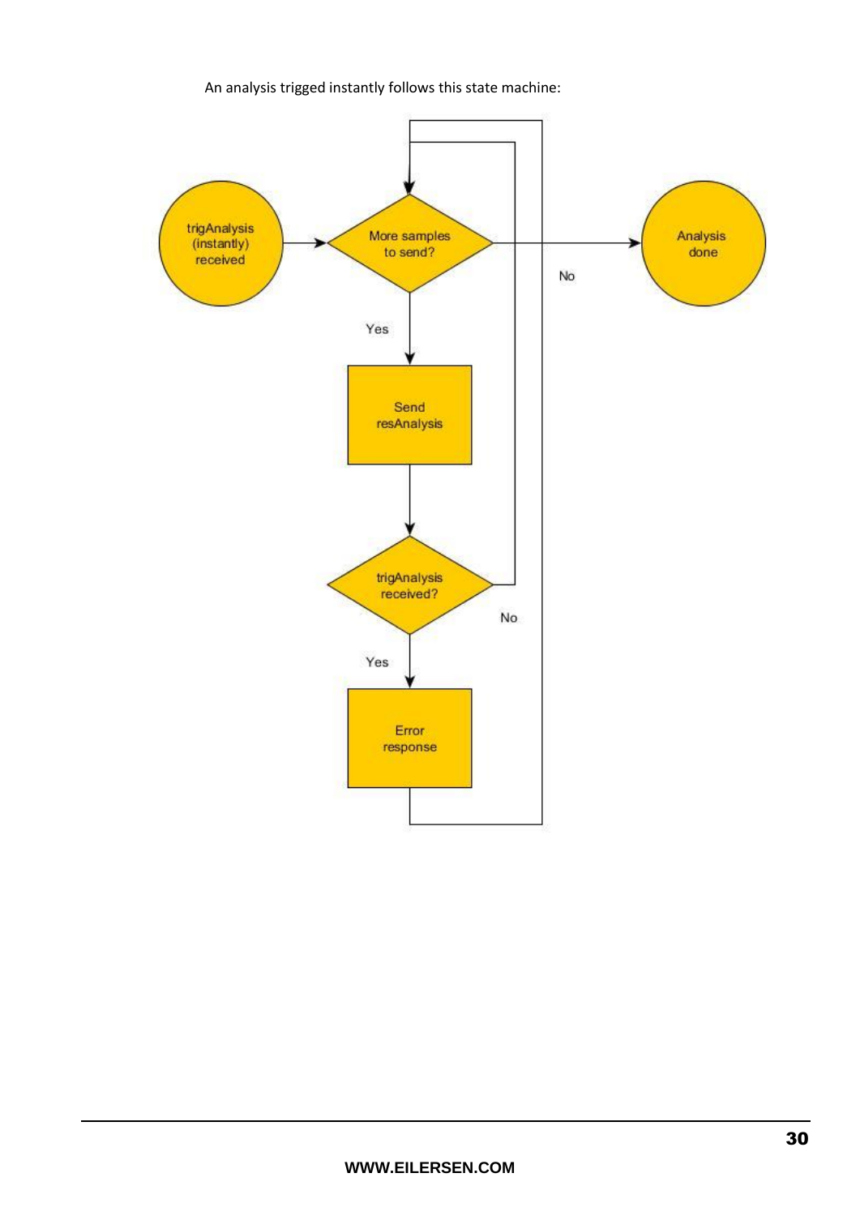An analysis trigged instantly follows this state machine: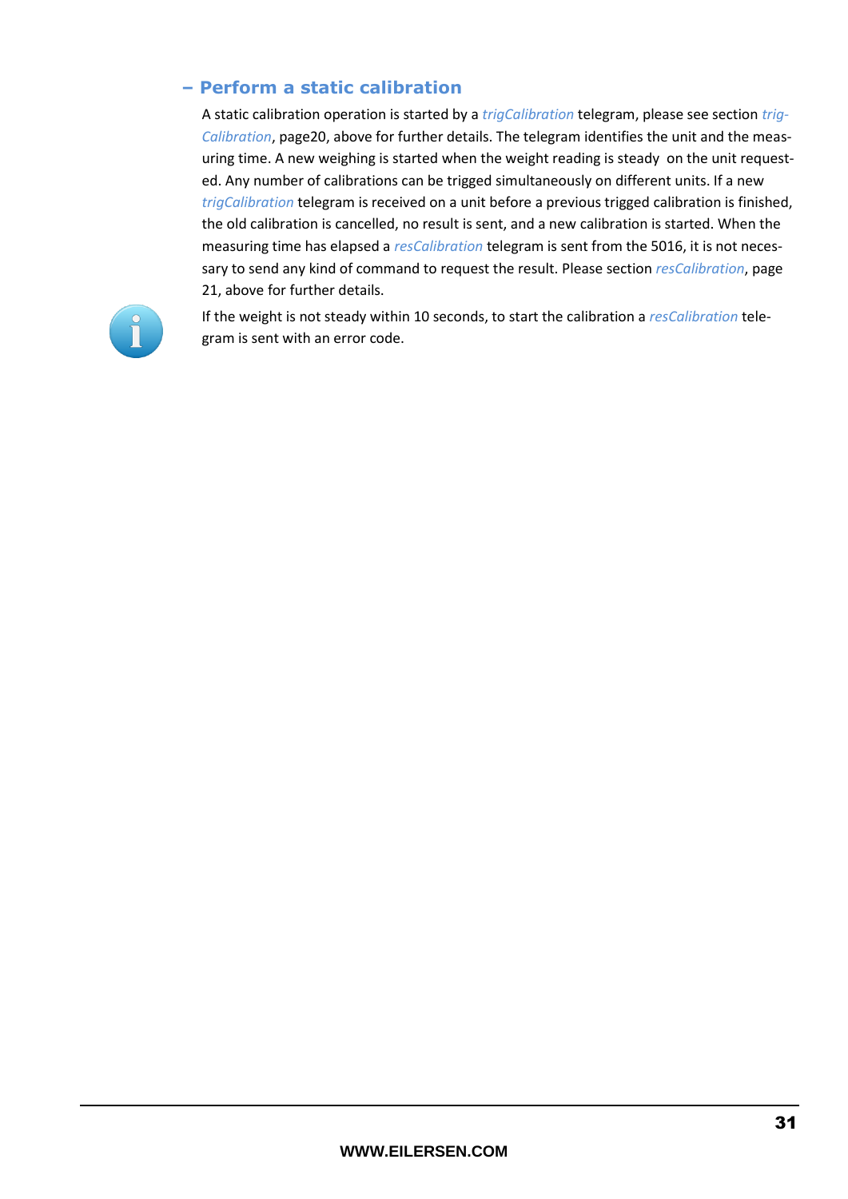### – Perform a static calibration

A static calibration operation is started by a *trigCalibration* telegram, please see section *trigCalibration*, page20, above for further details. The telegram identifies the unit and the measuring time. A new weighing is started when the weight reading is steady  on the unit requested. Any number of calibrations can be trigged simultaneously on different units. If a new *trigCalibration* telegram is received on a unit before a previous trigged calibration is finished, the old calibration is cancelled, no result is sent, and a new calibration is started. When the measuring time has elapsed a *resCalibration* telegram is sent from the 5016, it is not necessary to send any kind of command to request the result. Please section *resCalibration*, page 21, above for further details.

If the weight is not steady within 10 seconds, to start the calibration a *resCalibration* telegram is sent with an error code.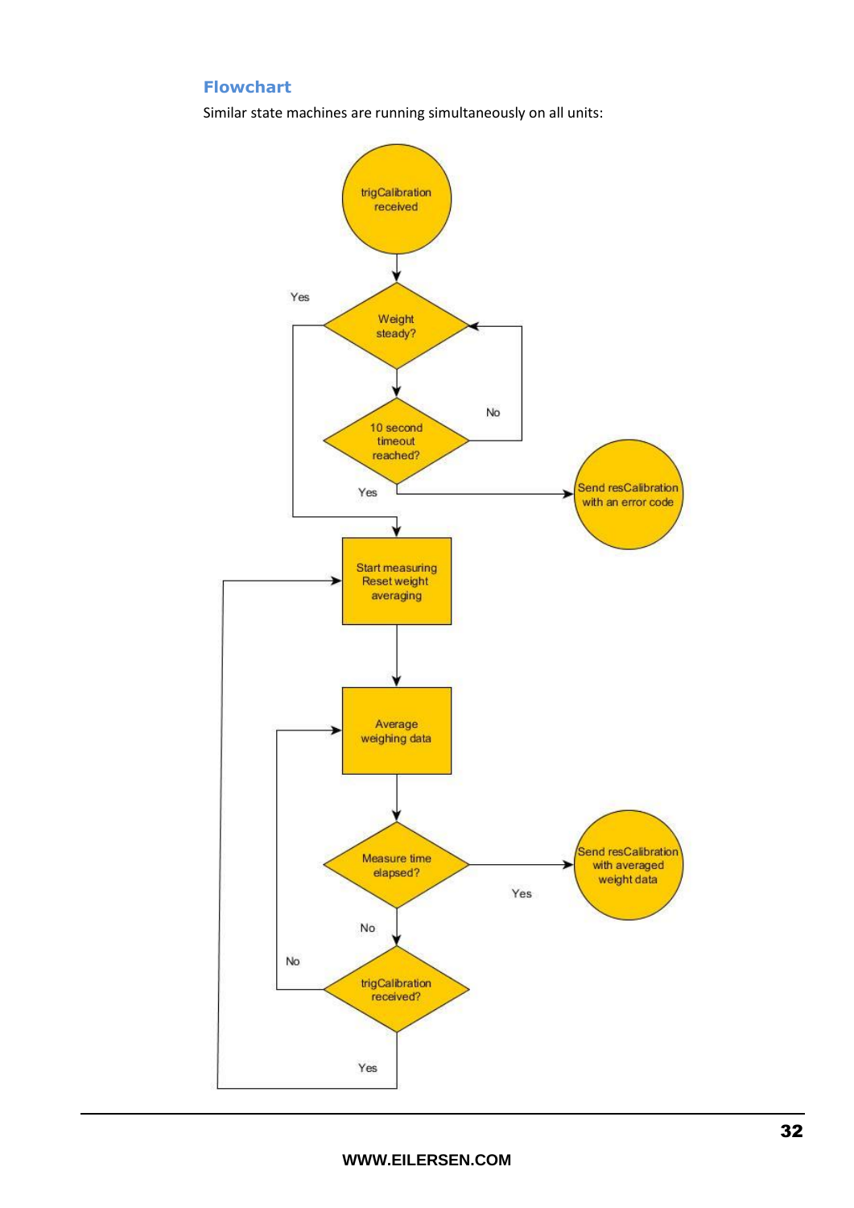## Flowchart

Similar state machines are running simultaneously on all units: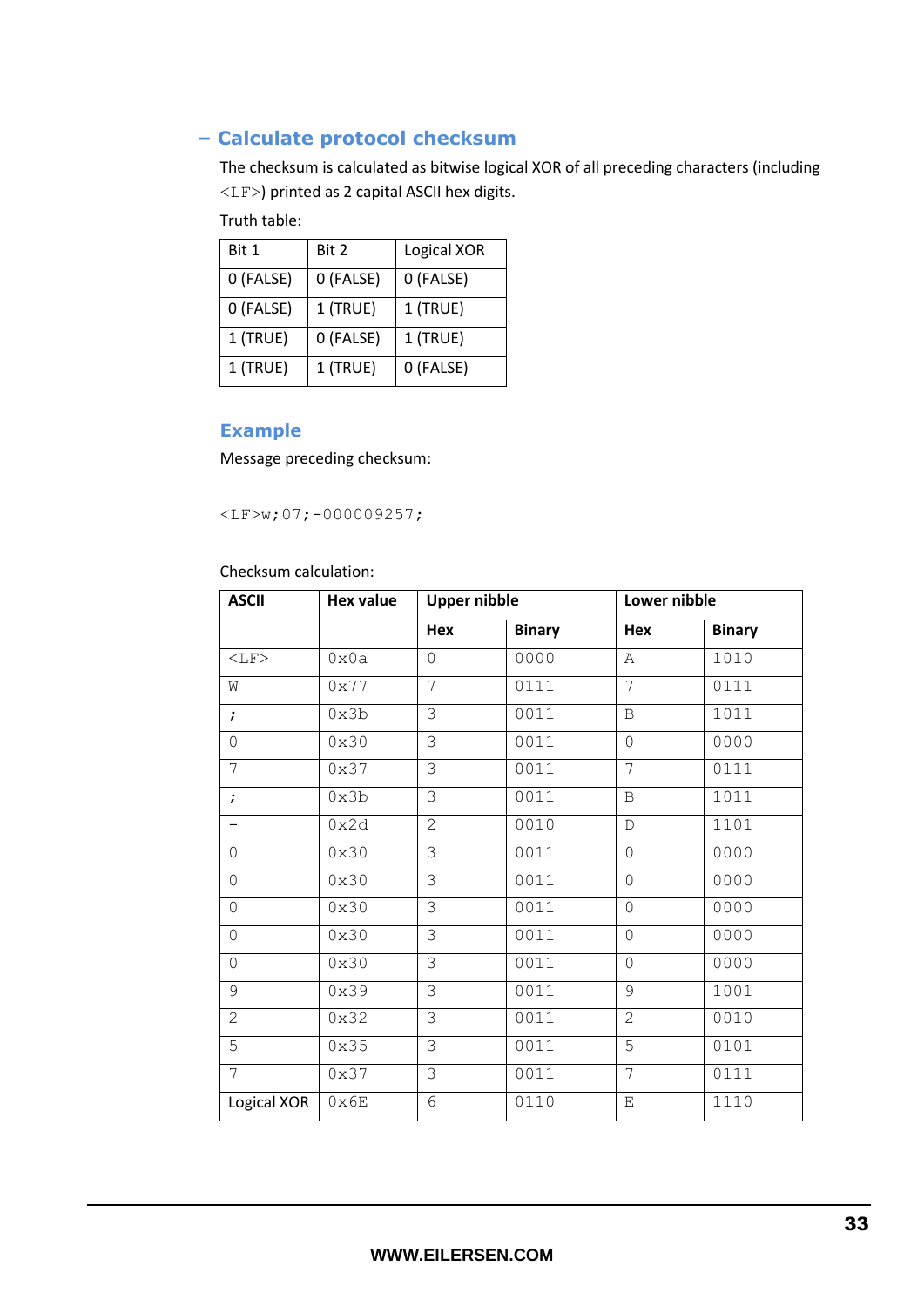## – Calculate protocol checksum

The checksum is calculated as bitwise logical XOR of all preceding characters (including `<LF>`) printed as 2 capital ASCII hex digits.

Truth table:

| Bit 1 | Bit 2 | Logical XOR |
|---|---|---|
| 0 (FALSE) | 0 (FALSE) | 0 (FALSE) |
| 0 (FALSE) | 1 (TRUE) | 1 (TRUE) |
| 1 (TRUE) | 0 (FALSE) | 1 (TRUE) |
| 1 (TRUE) | 1 (TRUE) | 0 (FALSE) |

### Example

Message preceding checksum:

```
<LF>w;07;-000009257;
```

Checksum calculation:

| ASCII | Hex value | Upper nibble | | Lower nibble | |
|---|---|---|---|---|---|
| | | **Hex** | **Binary** | **Hex** | **Binary** |
| <LF> | 0x0a | 0 | 0000 | A | 1010 |
| W | 0x77 | 7 | 0111 | 7 | 0111 |
| ; | 0x3b | 3 | 0011 | B | 1011 |
| 0 | 0x30 | 3 | 0011 | 0 | 0000 |
| 7 | 0x37 | 3 | 0011 | 7 | 0111 |
| ; | 0x3b | 3 | 0011 | B | 1011 |
| – | 0x2d | 2 | 0010 | D | 1101 |
| 0 | 0x30 | 3 | 0011 | 0 | 0000 |
| 0 | 0x30 | 3 | 0011 | 0 | 0000 |
| 0 | 0x30 | 3 | 0011 | 0 | 0000 |
| 0 | 0x30 | 3 | 0011 | 0 | 0000 |
| 0 | 0x30 | 3 | 0011 | 0 | 0000 |
| 9 | 0x39 | 3 | 0011 | 9 | 1001 |
| 2 | 0x32 | 3 | 0011 | 2 | 0010 |
| 5 | 0x35 | 3 | 0011 | 5 | 0101 |
| 7 | 0x37 | 3 | 0011 | 7 | 0111 |
| Logical XOR | 0x6E | 6 | 0110 | E | 1110 |

**WWW.EILERSEN.COM**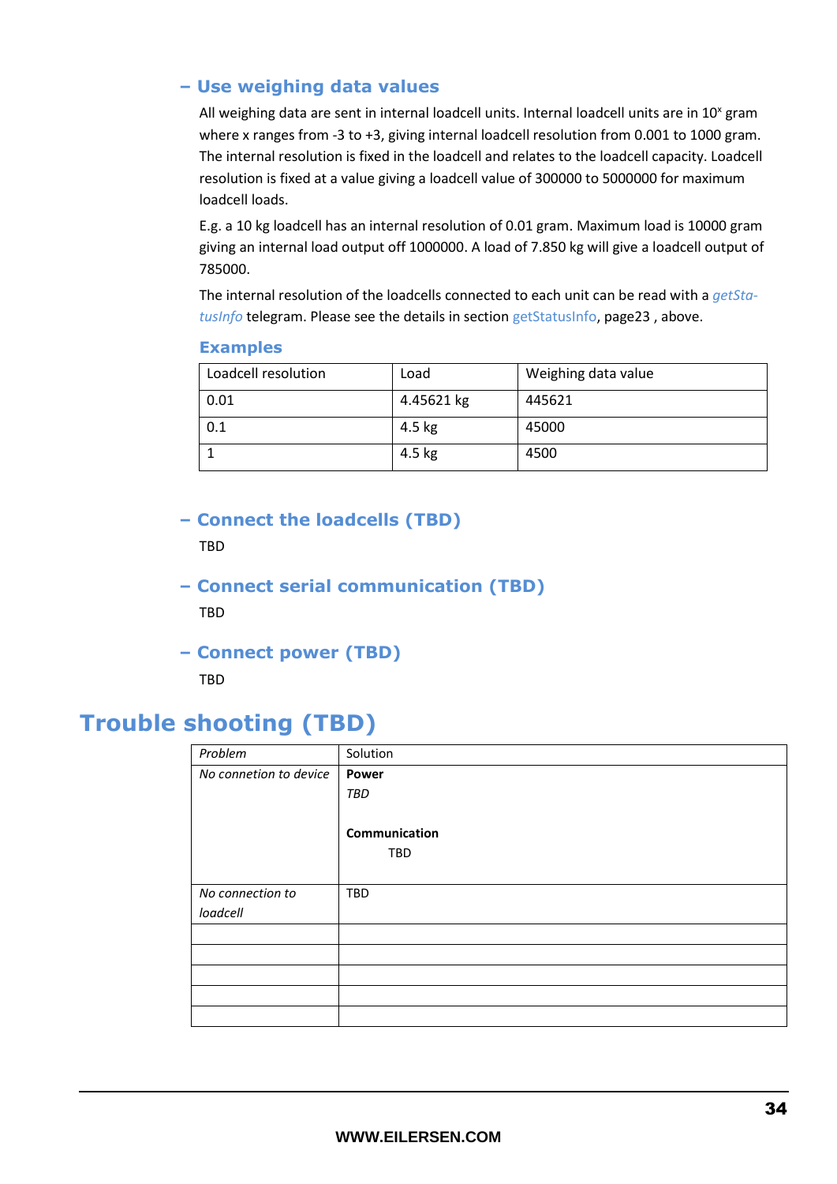### – Use weighing data values

All weighing data are sent in internal loadcell units. Internal loadcell units are in $10^x$ gram where x ranges from -3 to +3, giving internal loadcell resolution from 0.001 to 1000 gram. The internal resolution is fixed in the loadcell and relates to the loadcell capacity. Loadcell resolution is fixed at a value giving a loadcell value of 300000 to 5000000 for maximum loadcell loads.

E.g. a 10 kg loadcell has an internal resolution of 0.01 gram. Maximum load is 10000 gram giving an internal load output off 1000000. A load of 7.850 kg will give a loadcell output of 785000.

The internal resolution of the loadcells connected to each unit can be read with a *getStatusInfo* telegram. Please see the details in section getStatusInfo, page23 , above.

#### Examples

| Loadcell resolution | Load | Weighing data value |
|---|---|---|
| 0.01 | 4.45621 kg | 445621 |
| 0.1 | 4.5 kg | 45000 |
| 1 | 4.5 kg | 4500 |

### – Connect the loadcells (TBD)

TBD

### – Connect serial communication (TBD)

TBD

### – Connect power (TBD)

TBD

# Trouble shooting (TBD)

| *Problem* | Solution |
|---|---|
| *No connetion to device* | **Power**<br>*TBD*<br><br>**Communication**<br>TBD |
| *No connection to loadcell* | TBD |
| | |
| | |
| | |
| | |
| | |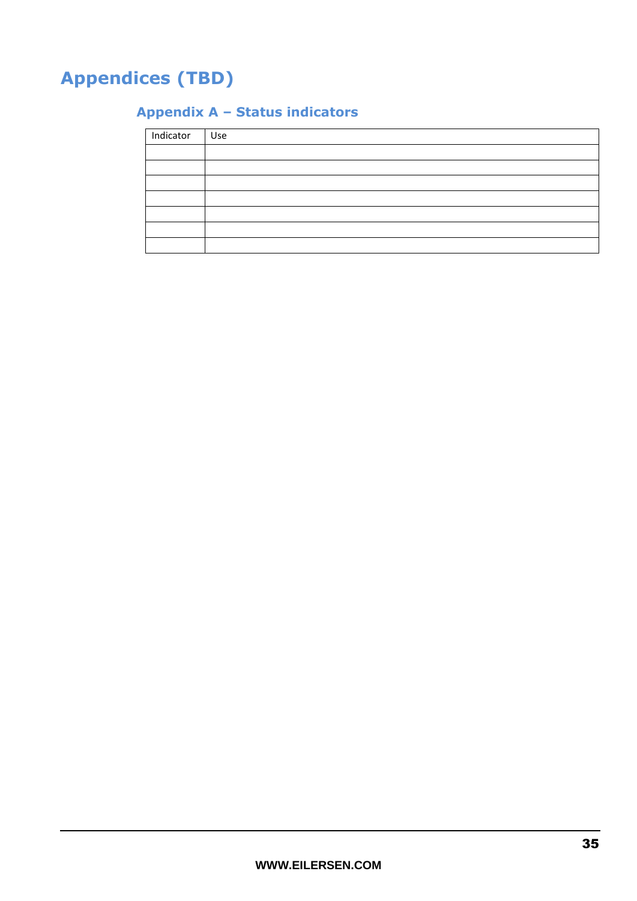# Appendices (TBD)

## Appendix A – Status indicators

| Indicator | Use |
|---|---|
| | |
| | |
| | |
| | |
| | |
| | |
| | |

WWW.EILERSEN.COM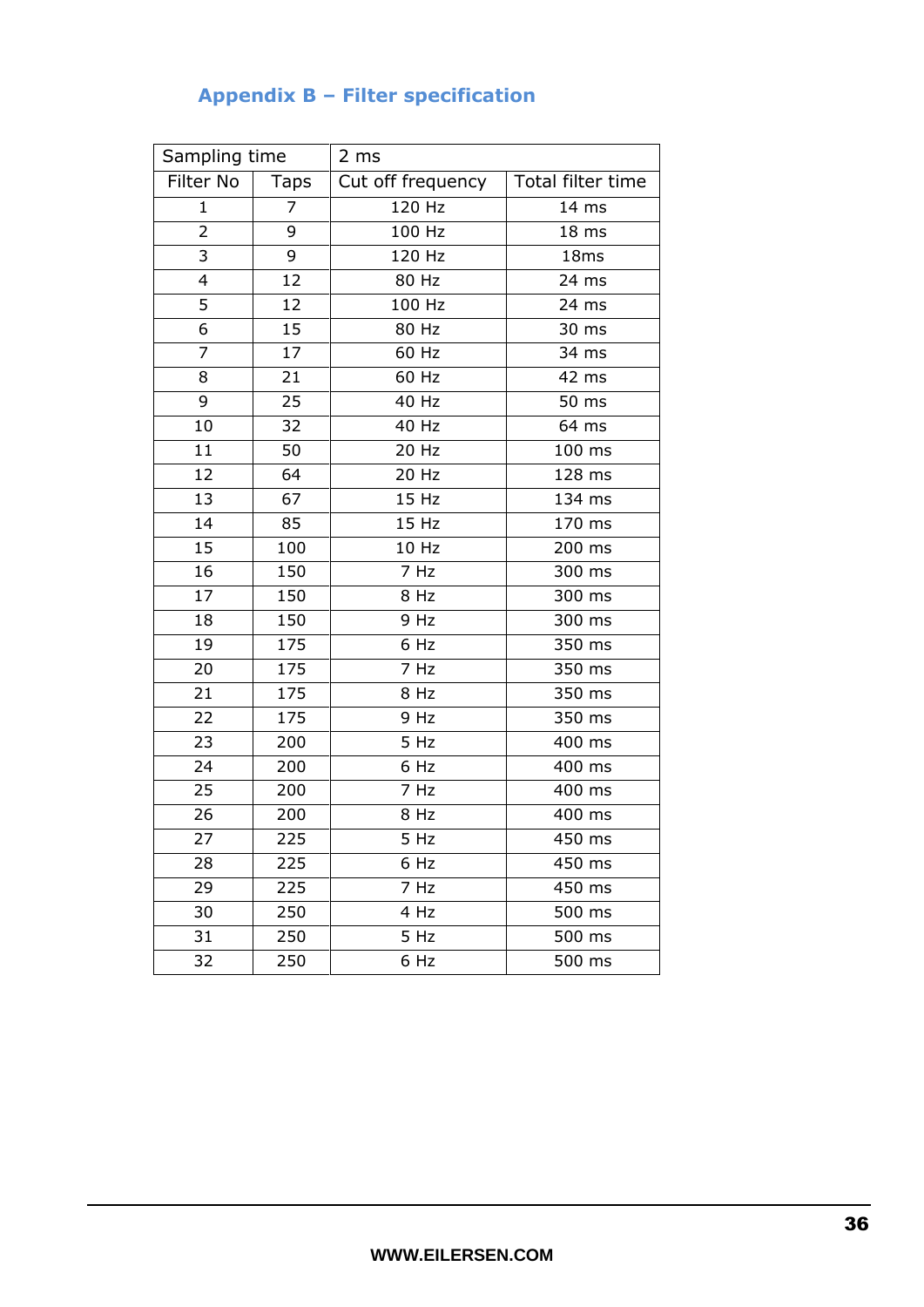## Appendix B – Filter specification

| Sampling time | | 2 ms | |
|---|---|---|---|
| Filter No | Taps | Cut off frequency | Total filter time |
| 1 | 7 | 120 Hz | 14 ms |
| 2 | 9 | 100 Hz | 18 ms |
| 3 | 9 | 120 Hz | 18ms |
| 4 | 12 | 80 Hz | 24 ms |
| 5 | 12 | 100 Hz | 24 ms |
| 6 | 15 | 80 Hz | 30 ms |
| 7 | 17 | 60 Hz | 34 ms |
| 8 | 21 | 60 Hz | 42 ms |
| 9 | 25 | 40 Hz | 50 ms |
| 10 | 32 | 40 Hz | 64 ms |
| 11 | 50 | 20 Hz | 100 ms |
| 12 | 64 | 20 Hz | 128 ms |
| 13 | 67 | 15 Hz | 134 ms |
| 14 | 85 | 15 Hz | 170 ms |
| 15 | 100 | 10 Hz | 200 ms |
| 16 | 150 | 7 Hz | 300 ms |
| 17 | 150 | 8 Hz | 300 ms |
| 18 | 150 | 9 Hz | 300 ms |
| 19 | 175 | 6 Hz | 350 ms |
| 20 | 175 | 7 Hz | 350 ms |
| 21 | 175 | 8 Hz | 350 ms |
| 22 | 175 | 9 Hz | 350 ms |
| 23 | 200 | 5 Hz | 400 ms |
| 24 | 200 | 6 Hz | 400 ms |
| 25 | 200 | 7 Hz | 400 ms |
| 26 | 200 | 8 Hz | 400 ms |
| 27 | 225 | 5 Hz | 450 ms |
| 28 | 225 | 6 Hz | 450 ms |
| 29 | 225 | 7 Hz | 450 ms |
| 30 | 250 | 4 Hz | 500 ms |
| 31 | 250 | 5 Hz | 500 ms |
| 32 | 250 | 6 Hz | 500 ms |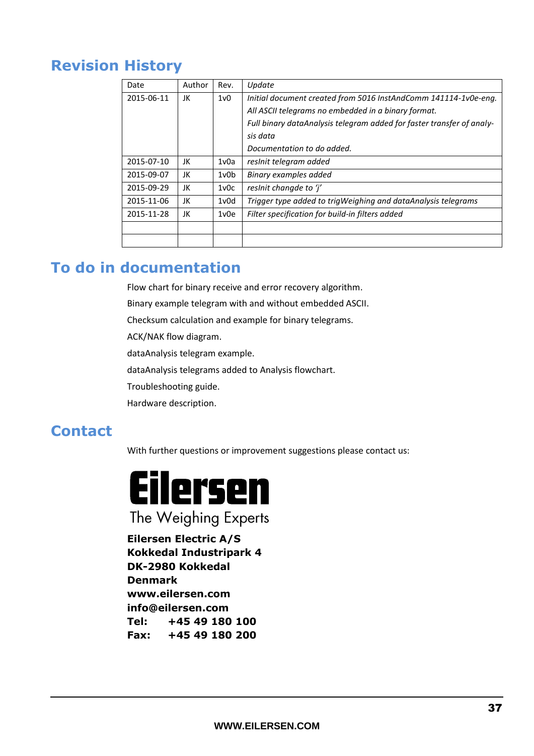# Revision History

| Date | Author | Rev. | Update |
| --- | --- | --- | --- |
| 2015-06-11 | JK | 1v0 | *Initial document created from 5016 InstAndComm 141114-1v0e-eng.* *All ASCII telegrams no embedded in a binary format.* *Full binary dataAnalysis telegram added for faster transfer of analysis data* *Documentation to do added.* |
| 2015-07-10 | JK | 1v0a | *resInit telegram added* |
| 2015-09-07 | JK | 1v0b | *Binary examples added* |
| 2015-09-29 | JK | 1v0c | *resInit changde to 'j'* |
| 2015-11-06 | JK | 1v0d | *Trigger type added to trigWeighing and dataAnalysis telegrams* |
| 2015-11-28 | JK | 1v0e | *Filter specification for build-in filters added* |
| | | | |
| | | | |

# To do in documentation

Flow chart for binary receive and error recovery algorithm.

Binary example telegram with and without embedded ASCII.

Checksum calculation and example for binary telegrams.

ACK/NAK flow diagram.

dataAnalysis telegram example.

dataAnalysis telegrams added to Analysis flowchart.

Troubleshooting guide.

Hardware description.

# Contact

With further questions or improvement suggestions please contact us:

Eilersen

The Weighing Experts

**Eilersen Electric A/S**
**Kokkedal Industripark 4**
**DK-2980 Kokkedal**
**Denmark**
**www.eilersen.com**
**info@eilersen.com**
**Tel: +45 49 180 100**
**Fax: +45 49 180 200**